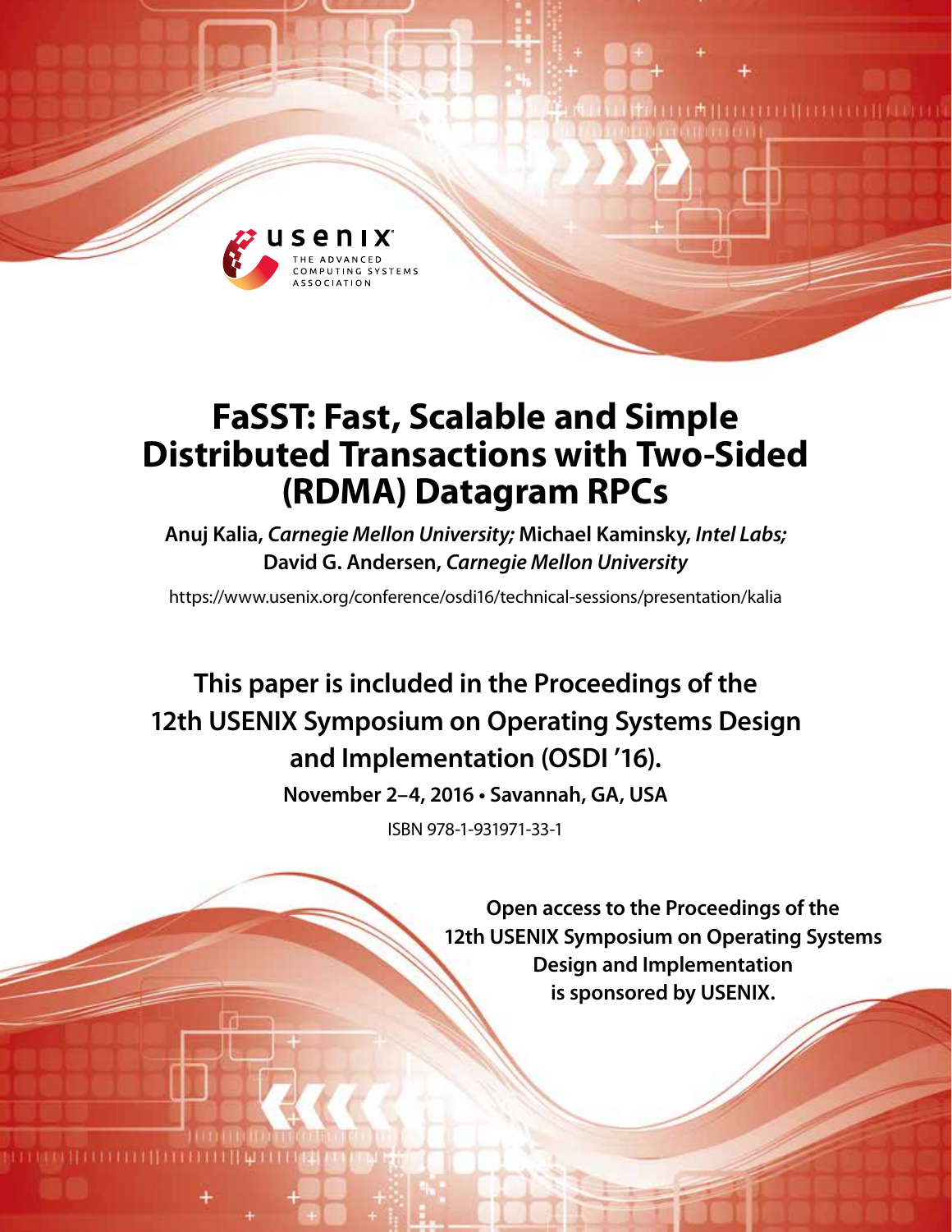# FaSST: Fast, Scalable and Simple Distributed Transactions with Two-Sided (RDMA) Datagram RPCs

**Anuj Kalia,** ***Carnegie Mellon University;*** **Michael Kaminsky,** ***Intel Labs;*** **David G. Andersen,** ***Carnegie Mellon University***

https://www.usenix.org/conference/osdi16/technical-sessions/presentation/kalia

**This paper is included in the Proceedings of the 12th USENIX Symposium on Operating Systems Design and Implementation (OSDI '16).**

**November 2–4, 2016 • Savannah, GA, USA**

ISBN 978-1-931971-33-1

**Open access to the Proceedings of the 12th USENIX Symposium on Operating Systems Design and Implementation is sponsored by USENIX.**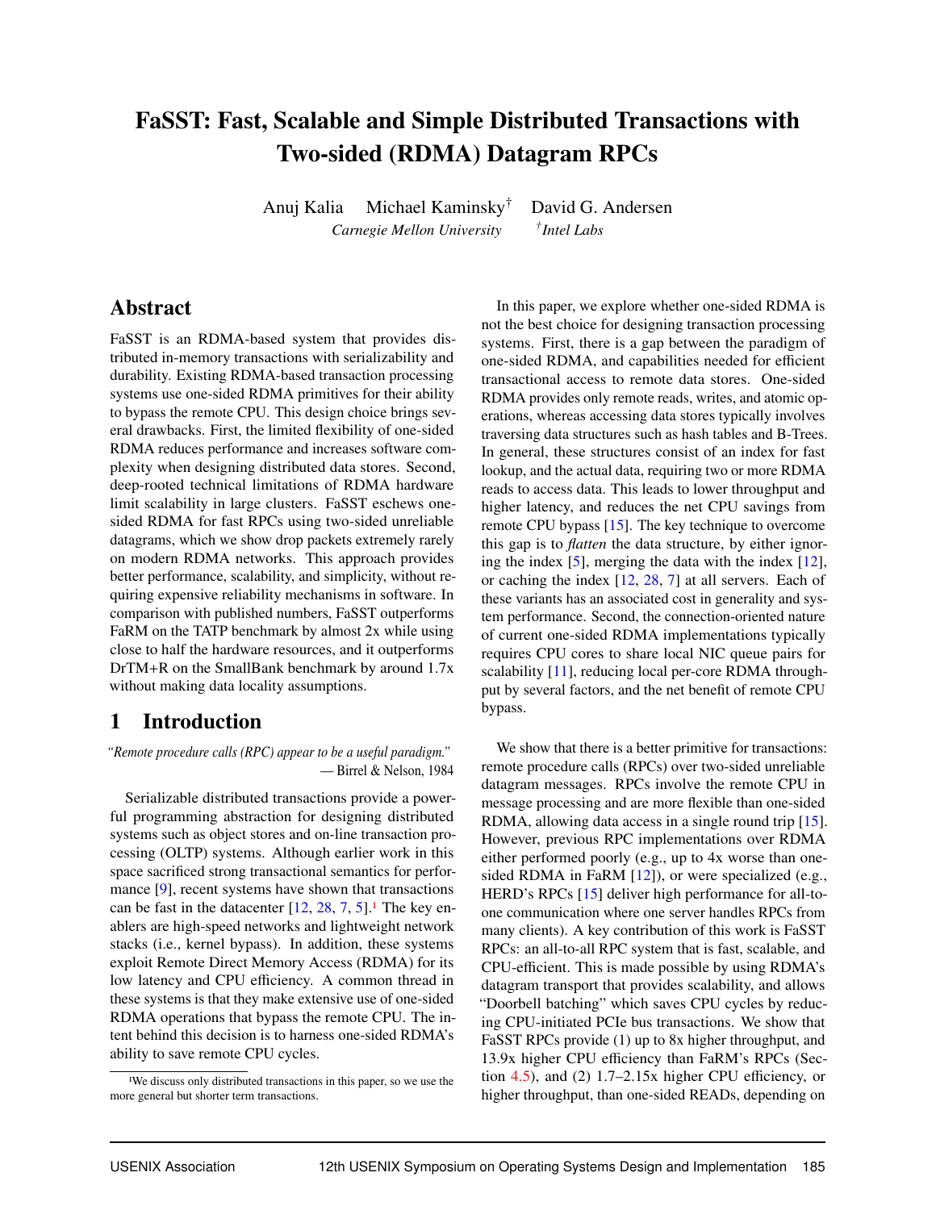# FaSST: Fast, Scalable and Simple Distributed Transactions with Two-sided (RDMA) Datagram RPCs

Anuj Kalia Michael Kaminsky[†] David G. Andersen

*Carnegie Mellon University* [†]*Intel Labs*

## Abstract

FaSST is an RDMA-based system that provides distributed in-memory transactions with serializability and durability. Existing RDMA-based transaction processing systems use one-sided RDMA primitives for their ability to bypass the remote CPU. This design choice brings several drawbacks. First, the limited flexibility of one-sided RDMA reduces performance and increases software complexity when designing distributed data stores. Second, deep-rooted technical limitations of RDMA hardware limit scalability in large clusters. FaSST eschews one-sided RDMA for fast RPCs using two-sided unreliable datagrams, which we show drop packets extremely rarely on modern RDMA networks. This approach provides better performance, scalability, and simplicity, without requiring expensive reliability mechanisms in software. In comparison with published numbers, FaSST outperforms FaRM on the TATP benchmark by almost 2x while using close to half the hardware resources, and it outperforms DrTM+R on the SmallBank benchmark by around 1.7x without making data locality assumptions.

## 1 Introduction

*"Remote procedure calls (RPC) appear to be a useful paradigm."*
— Birrel & Nelson, 1984

Serializable distributed transactions provide a powerful programming abstraction for designing distributed systems such as object stores and on-line transaction processing (OLTP) systems. Although earlier work in this space sacrificed strong transactional semantics for performance [9], recent systems have shown that transactions can be fast in the datacenter [12, 28, 7, 5].[1] The key enablers are high-speed networks and lightweight network stacks (i.e., kernel bypass). In addition, these systems exploit Remote Direct Memory Access (RDMA) for its low latency and CPU efficiency. A common thread in these systems is that they make extensive use of one-sided RDMA operations that bypass the remote CPU. The intent behind this decision is to harness one-sided RDMA's ability to save remote CPU cycles.

In this paper, we explore whether one-sided RDMA is not the best choice for designing transaction processing systems. First, there is a gap between the paradigm of one-sided RDMA, and capabilities needed for efficient transactional access to remote data stores. One-sided RDMA provides only remote reads, writes, and atomic operations, whereas accessing data stores typically involves traversing data structures such as hash tables and B-Trees. In general, these structures consist of an index for fast lookup, and the actual data, requiring two or more RDMA reads to access data. This leads to lower throughput and higher latency, and reduces the net CPU savings from remote CPU bypass [15]. The key technique to overcome this gap is to *flatten* the data structure, by either ignoring the index [5], merging the data with the index [12], or caching the index [12, 28, 7] at all servers. Each of these variants has an associated cost in generality and system performance. Second, the connection-oriented nature of current one-sided RDMA implementations typically requires CPU cores to share local NIC queue pairs for scalability [11], reducing local per-core RDMA throughput by several factors, and the net benefit of remote CPU bypass.

We show that there is a better primitive for transactions: remote procedure calls (RPCs) over two-sided unreliable datagram messages. RPCs involve the remote CPU in message processing and are more flexible than one-sided RDMA, allowing data access in a single round trip [15]. However, previous RPC implementations over RDMA either performed poorly (e.g., up to 4x worse than one-sided RDMA in FaRM [12]), or were specialized (e.g., HERD's RPCs [15] deliver high performance for all-to-one communication where one server handles RPCs from many clients). A key contribution of this work is FaSST RPCs: an all-to-all RPC system that is fast, scalable, and CPU-efficient. This is made possible by using RDMA's datagram transport that provides scalability, and allows "Doorbell batching" which saves CPU cycles by reducing CPU-initiated PCIe bus transactions. We show that FaSST RPCs provide (1) up to 8x higher throughput, and 13.9x higher CPU efficiency than FaRM's RPCs (Section 4.5), and (2) 1.7–2.15x higher CPU efficiency, or higher throughput, than one-sided READs, depending on

[1] We discuss only distributed transactions in this paper, so we use the more general but shorter term transactions.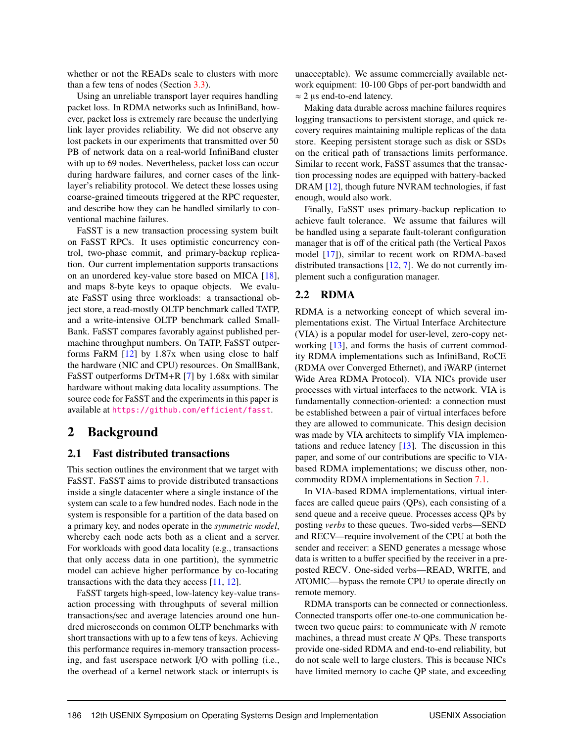whether or not the READs scale to clusters with more than a few tens of nodes (Section 3.3).

Using an unreliable transport layer requires handling packet loss. In RDMA networks such as InfiniBand, however, packet loss is extremely rare because the underlying link layer provides reliability. We did not observe any lost packets in our experiments that transmitted over 50 PB of network data on a real-world InfiniBand cluster with up to 69 nodes. Nevertheless, packet loss can occur during hardware failures, and corner cases of the link-layer's reliability protocol. We detect these losses using coarse-grained timeouts triggered at the RPC requester, and describe how they can be handled similarly to conventional machine failures.

FaSST is a new transaction processing system built on FaSST RPCs. It uses optimistic concurrency control, two-phase commit, and primary-backup replication. Our current implementation supports transactions on an unordered key-value store based on MICA [18], and maps 8-byte keys to opaque objects. We evaluate FaSST using three workloads: a transactional object store, a read-mostly OLTP benchmark called TATP, and a write-intensive OLTP benchmark called SmallBank. FaSST compares favorably against published per-machine throughput numbers. On TATP, FaSST outperforms FaRM [12] by 1.87x when using close to half the hardware (NIC and CPU) resources. On SmallBank, FaSST outperforms DrTM+R [7] by 1.68x with similar hardware without making data locality assumptions. The source code for FaSST and the experiments in this paper is available at https://github.com/efficient/fasst.

# 2 Background

## 2.1 Fast distributed transactions

This section outlines the environment that we target with FaSST. FaSST aims to provide distributed transactions inside a single datacenter where a single instance of the system can scale to a few hundred nodes. Each node in the system is responsible for a partition of the data based on a primary key, and nodes operate in the *symmetric model*, whereby each node acts both as a client and a server. For workloads with good data locality (e.g., transactions that only access data in one partition), the symmetric model can achieve higher performance by co-locating transactions with the data they access [11, 12].

FaSST targets high-speed, low-latency key-value transaction processing with throughputs of several million transactions/sec and average latencies around one hundred microseconds on common OLTP benchmarks with short transactions with up to a few tens of keys. Achieving this performance requires in-memory transaction processing, and fast userspace network I/O with polling (i.e., the overhead of a kernel network stack or interrupts is unacceptable). We assume commercially available network equipment: 10-100 Gbps of per-port bandwidth and $\approx$ 2 µs end-to-end latency.

Making data durable across machine failures requires logging transactions to persistent storage, and quick recovery requires maintaining multiple replicas of the data store. Keeping persistent storage such as disk or SSDs on the critical path of transactions limits performance. Similar to recent work, FaSST assumes that the transaction processing nodes are equipped with battery-backed DRAM [12], though future NVRAM technologies, if fast enough, would also work.

Finally, FaSST uses primary-backup replication to achieve fault tolerance. We assume that failures will be handled using a separate fault-tolerant configuration manager that is off of the critical path (the Vertical Paxos model [17]), similar to recent work on RDMA-based distributed transactions [12, 7]. We do not currently implement such a configuration manager.

## 2.2 RDMA

RDMA is a networking concept of which several implementations exist. The Virtual Interface Architecture (VIA) is a popular model for user-level, zero-copy networking [13], and forms the basis of current commodity RDMA implementations such as InfiniBand, RoCE (RDMA over Converged Ethernet), and iWARP (internet Wide Area RDMA Protocol). VIA NICs provide user processes with virtual interfaces to the network. VIA is fundamentally connection-oriented: a connection must be established between a pair of virtual interfaces before they are allowed to communicate. This design decision was made by VIA architects to simplify VIA implementations and reduce latency [13]. The discussion in this paper, and some of our contributions are specific to VIA-based RDMA implementations; we discuss other, non-commodity RDMA implementations in Section 7.1.

In VIA-based RDMA implementations, virtual interfaces are called queue pairs (QPs), each consisting of a send queue and a receive queue. Processes access QPs by posting *verbs* to these queues. Two-sided verbs—SEND and RECV—require involvement of the CPU at both the sender and receiver: a SEND generates a message whose data is written to a buffer specified by the receiver in a pre-posted RECV. One-sided verbs—READ, WRITE, and ATOMIC—bypass the remote CPU to operate directly on remote memory.

RDMA transports can be connected or connectionless. Connected transports offer one-to-one communication between two queue pairs: to communicate with $N$ remote machines, a thread must create $N$ QPs. These transports provide one-sided RDMA and end-to-end reliability, but do not scale well to large clusters. This is because NICs have limited memory to cache QP state, and exceeding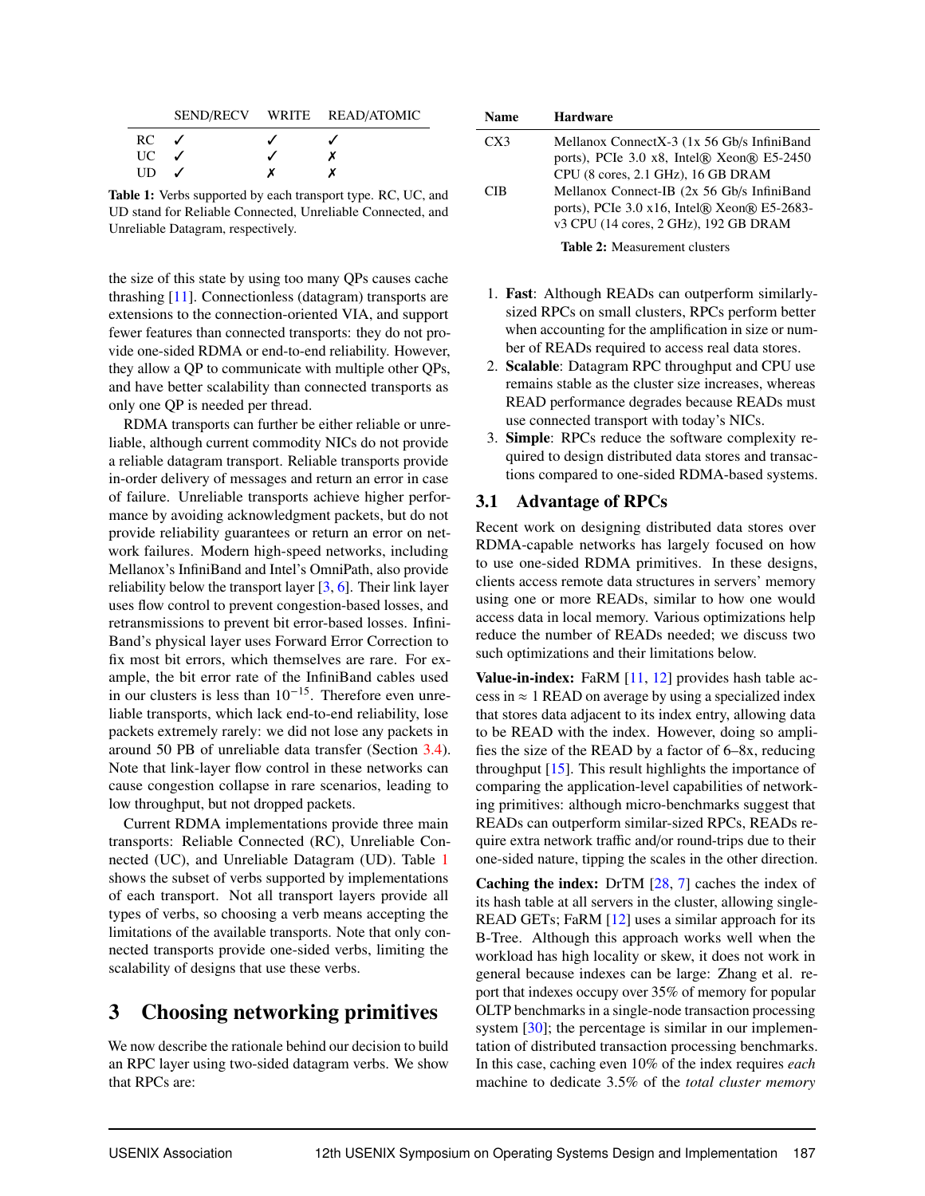| | SEND/RECV | WRITE | READ/ATOMIC |
|---|---|---|---|
| RC | ✓ | ✓ | ✓ |
| UC | ✓ | ✓ | ✗ |
| UD | ✓ | ✗ | ✗ |

**Table 1:** Verbs supported by each transport type. RC, UC, and UD stand for Reliable Connected, Unreliable Connected, and Unreliable Datagram, respectively.

the size of this state by using too many QPs causes cache thrashing [11]. Connectionless (datagram) transports are extensions to the connection-oriented VIA, and support fewer features than connected transports: they do not provide one-sided RDMA or end-to-end reliability. However, they allow a QP to communicate with multiple other QPs, and have better scalability than connected transports as only one QP is needed per thread.

RDMA transports can further be either reliable or unreliable, although current commodity NICs do not provide a reliable datagram transport. Reliable transports provide in-order delivery of messages and return an error in case of failure. Unreliable transports achieve higher performance by avoiding acknowledgment packets, but do not provide reliability guarantees or return an error on network failures. Modern high-speed networks, including Mellanox's InfiniBand and Intel's OmniPath, also provide reliability below the transport layer [3, 6]. Their link layer uses flow control to prevent congestion-based losses, and retransmissions to prevent bit error-based losses. InfiniBand's physical layer uses Forward Error Correction to fix most bit errors, which themselves are rare. For example, the bit error rate of the InfiniBand cables used in our clusters is less than $10^{-15}$. Therefore even unreliable transports, which lack end-to-end reliability, lose packets extremely rarely: we did not lose any packets in around 50 PB of unreliable data transfer (Section 3.4). Note that link-layer flow control in these networks can cause congestion collapse in rare scenarios, leading to low throughput, but not dropped packets.

Current RDMA implementations provide three main transports: Reliable Connected (RC), Unreliable Connected (UC), and Unreliable Datagram (UD). Table 1 shows the subset of verbs supported by implementations of each transport. Not all transport layers provide all types of verbs, so choosing a verb means accepting the limitations of the available transports. Note that only connected transports provide one-sided verbs, limiting the scalability of designs that use these verbs.

# 3 Choosing networking primitives

We now describe the rationale behind our decision to build an RPC layer using two-sided datagram verbs. We show that RPCs are:

| Name | Hardware |
|---|---|
| CX3 | Mellanox ConnectX-3 (1x 56 Gb/s InfiniBand ports), PCIe 3.0 x8, Intel® Xeon® E5-2450 CPU (8 cores, 2.1 GHz), 16 GB DRAM |
| CIB | Mellanox Connect-IB (2x 56 Gb/s InfiniBand ports), PCIe 3.0 x16, Intel® Xeon® E5-2683-v3 CPU (14 cores, 2 GHz), 192 GB DRAM |

**Table 2:** Measurement clusters

1. **Fast**: Although READs can outperform similarly-sized RPCs on small clusters, RPCs perform better when accounting for the amplification in size or number of READs required to access real data stores.
2. **Scalable**: Datagram RPC throughput and CPU use remains stable as the cluster size increases, whereas READ performance degrades because READs must use connected transport with today's NICs.
3. **Simple**: RPCs reduce the software complexity required to design distributed data stores and transactions compared to one-sided RDMA-based systems.

## 3.1 Advantage of RPCs

Recent work on designing distributed data stores over RDMA-capable networks has largely focused on how to use one-sided RDMA primitives. In these designs, clients access remote data structures in servers' memory using one or more READs, similar to how one would access data in local memory. Various optimizations help reduce the number of READs needed; we discuss two such optimizations and their limitations below.

**Value-in-index:** FaRM [11, 12] provides hash table access in ≈ 1 READ on average by using a specialized index that stores data adjacent to its index entry, allowing data to be READ with the index. However, doing so amplifies the size of the READ by a factor of 6–8x, reducing throughput [15]. This result highlights the importance of comparing the application-level capabilities of networking primitives: although micro-benchmarks suggest that READs can outperform similar-sized RPCs, READs require extra network traffic and/or round-trips due to their one-sided nature, tipping the scales in the other direction.

**Caching the index:** DrTM [28, 7] caches the index of its hash table at all servers in the cluster, allowing single-READ GETs; FaRM [12] uses a similar approach for its B-Tree. Although this approach works well when the workload has high locality or skew, it does not work in general because indexes can be large: Zhang et al. report that indexes occupy over 35% of memory for popular OLTP benchmarks in a single-node transaction processing system [30]; the percentage is similar in our implementation of distributed transaction processing benchmarks. In this case, caching even 10% of the index requires *each* machine to dedicate 3.5% of the *total cluster memory*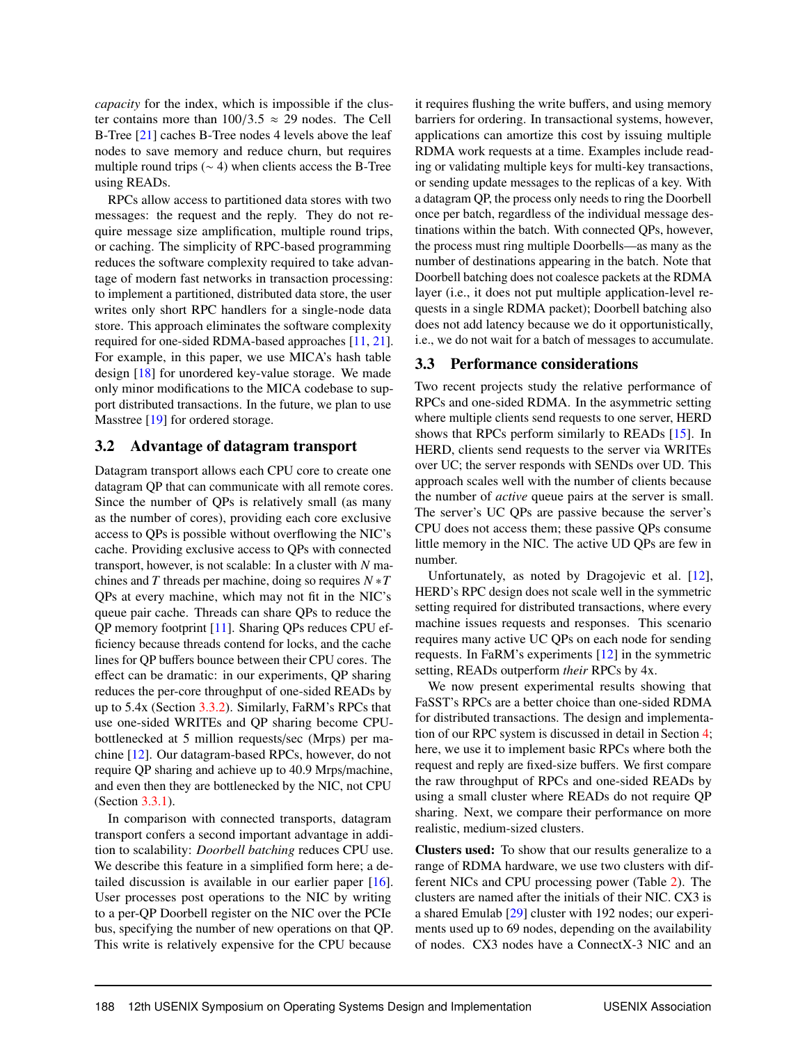*capacity* for the index, which is impossible if the cluster contains more than $100/3.5 \approx 29$ nodes. The Cell B-Tree [21] caches B-Tree nodes 4 levels above the leaf nodes to save memory and reduce churn, but requires multiple round trips ($\sim 4$) when clients access the B-Tree using READs.

RPCs allow access to partitioned data stores with two messages: the request and the reply. They do not require message size amplification, multiple round trips, or caching. The simplicity of RPC-based programming reduces the software complexity required to take advantage of modern fast networks in transaction processing: to implement a partitioned, distributed data store, the user writes only short RPC handlers for a single-node data store. This approach eliminates the software complexity required for one-sided RDMA-based approaches [11, 21]. For example, in this paper, we use MICA's hash table design [18] for unordered key-value storage. We made only minor modifications to the MICA codebase to support distributed transactions. In the future, we plan to use Masstree [19] for ordered storage.

## 3.2 Advantage of datagram transport

Datagram transport allows each CPU core to create one datagram QP that can communicate with all remote cores. Since the number of QPs is relatively small (as many as the number of cores), providing each core exclusive access to QPs is possible without overflowing the NIC's cache. Providing exclusive access to QPs with connected transport, however, is not scalable: In a cluster with $N$ machines and $T$ threads per machine, doing so requires $N*T$ QPs at every machine, which may not fit in the NIC's queue pair cache. Threads can share QPs to reduce the QP memory footprint [11]. Sharing QPs reduces CPU efficiency because threads contend for locks, and the cache lines for QP buffers bounce between their CPU cores. The effect can be dramatic: in our experiments, QP sharing reduces the per-core throughput of one-sided READs by up to 5.4x (Section 3.3.2). Similarly, FaRM's RPCs that use one-sided WRITEs and QP sharing become CPU-bottlenecked at 5 million requests/sec (Mrps) per machine [12]. Our datagram-based RPCs, however, do not require QP sharing and achieve up to 40.9 Mrps/machine, and even then they are bottlenecked by the NIC, not CPU (Section 3.3.1).

In comparison with connected transports, datagram transport confers a second important advantage in addition to scalability: *Doorbell batching* reduces CPU use. We describe this feature in a simplified form here; a detailed discussion is available in our earlier paper [16]. User processes post operations to the NIC by writing to a per-QP Doorbell register on the NIC over the PCIe bus, specifying the number of new operations on that QP. This write is relatively expensive for the CPU because it requires flushing the write buffers, and using memory barriers for ordering. In transactional systems, however, applications can amortize this cost by issuing multiple RDMA work requests at a time. Examples include reading or validating multiple keys for multi-key transactions, or sending update messages to the replicas of a key. With a datagram QP, the process only needs to ring the Doorbell once per batch, regardless of the individual message destinations within the batch. With connected QPs, however, the process must ring multiple Doorbells—as many as the number of destinations appearing in the batch. Note that Doorbell batching does not coalesce packets at the RDMA layer (i.e., it does not put multiple application-level requests in a single RDMA packet); Doorbell batching also does not add latency because we do it opportunistically, i.e., we do not wait for a batch of messages to accumulate.

## 3.3 Performance considerations

Two recent projects study the relative performance of RPCs and one-sided RDMA. In the asymmetric setting where multiple clients send requests to one server, HERD shows that RPCs perform similarly to READs [15]. In HERD, clients send requests to the server via WRITEs over UC; the server responds with SENDs over UD. This approach scales well with the number of clients because the number of *active* queue pairs at the server is small. The server's UC QPs are passive because the server's CPU does not access them; these passive QPs consume little memory in the NIC. The active UD QPs are few in number.

Unfortunately, as noted by Dragojevic et al. [12], HERD's RPC design does not scale well in the symmetric setting required for distributed transactions, where every machine issues requests and responses. This scenario requires many active UC QPs on each node for sending requests. In FaRM's experiments [12] in the symmetric setting, READs outperform *their* RPCs by 4x.

We now present experimental results showing that FaSST's RPCs are a better choice than one-sided RDMA for distributed transactions. The design and implementation of our RPC system is discussed in detail in Section 4; here, we use it to implement basic RPCs where both the request and reply are fixed-size buffers. We first compare the raw throughput of RPCs and one-sided READs by using a small cluster where READs do not require QP sharing. Next, we compare their performance on more realistic, medium-sized clusters.

**Clusters used:** To show that our results generalize to a range of RDMA hardware, we use two clusters with different NICs and CPU processing power (Table 2). The clusters are named after the initials of their NIC. CX3 is a shared Emulab [29] cluster with 192 nodes; our experiments used up to 69 nodes, depending on the availability of nodes. CX3 nodes have a ConnectX-3 NIC and an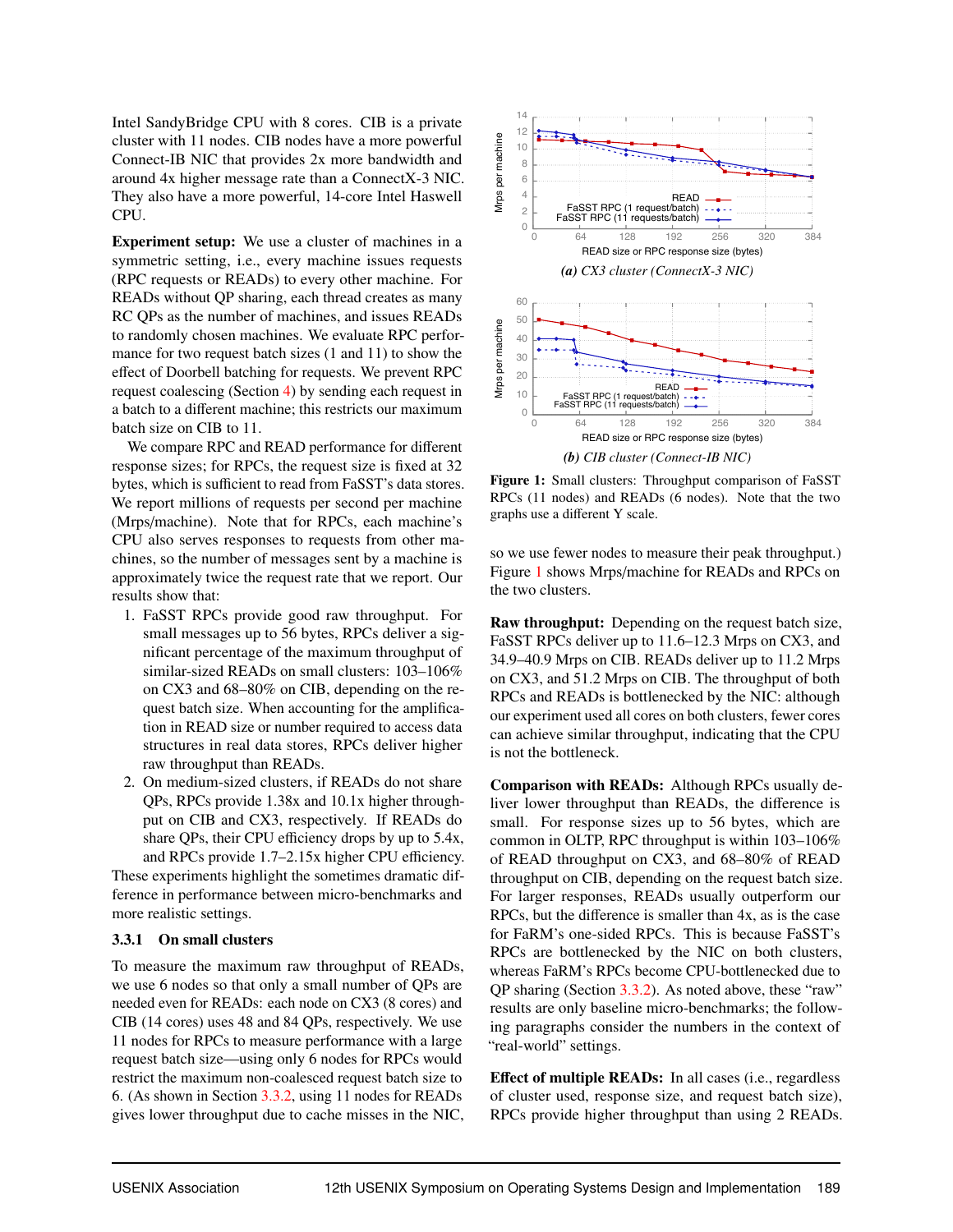Intel SandyBridge CPU with 8 cores. CIB is a private cluster with 11 nodes. CIB nodes have a more powerful Connect-IB NIC that provides 2x more bandwidth and around 4x higher message rate than a ConnectX-3 NIC. They also have a more powerful, 14-core Intel Haswell CPU.

**Experiment setup:** We use a cluster of machines in a symmetric setting, i.e., every machine issues requests (RPC requests or READs) to every other machine. For READs without QP sharing, each thread creates as many RC QPs as the number of machines, and issues READs to randomly chosen machines. We evaluate RPC performance for two request batch sizes (1 and 11) to show the effect of Doorbell batching for requests. We prevent RPC request coalescing (Section 4) by sending each request in a batch to a different machine; this restricts our maximum batch size on CIB to 11.

We compare RPC and READ performance for different response sizes; for RPCs, the request size is fixed at 32 bytes, which is sufficient to read from FaSST's data stores. We report millions of requests per second per machine (Mrps/machine). Note that for RPCs, each machine's CPU also serves responses to requests from other machines, so the number of messages sent by a machine is approximately twice the request rate that we report. Our results show that:

1. FaSST RPCs provide good raw throughput. For small messages up to 56 bytes, RPCs deliver a significant percentage of the maximum throughput of similar-sized READs on small clusters: 103–106% on CX3 and 68–80% on CIB, depending on the request batch size. When accounting for the amplification in READ size or number required to access data structures in real data stores, RPCs deliver higher raw throughput than READs.
2. On medium-sized clusters, if READs do not share QPs, RPCs provide 1.38x and 10.1x higher throughput on CIB and CX3, respectively. If READs do share QPs, their CPU efficiency drops by up to 5.4x, and RPCs provide 1.7–2.15x higher CPU efficiency.

These experiments highlight the sometimes dramatic difference in performance between micro-benchmarks and more realistic settings.

### 3.3.1 On small clusters

To measure the maximum raw throughput of READs, we use 6 nodes so that only a small number of QPs are needed even for READs: each node on CX3 (8 cores) and CIB (14 cores) uses 48 and 84 QPs, respectively. We use 11 nodes for RPCs to measure performance with a large request batch size—using only 6 nodes for RPCs would restrict the maximum non-coalesced request batch size to 6. (As shown in Section 3.3.2, using 11 nodes for READs gives lower throughput due to cache misses in the NIC, so we use fewer nodes to measure their peak throughput.) Figure 1 shows Mrps/machine for READs and RPCs on the two clusters.

*(a) CX3 cluster (ConnectX-3 NIC)*

*(b) CIB cluster (Connect-IB NIC)*

**Figure 1:** Small clusters: Throughput comparison of FaSST RPCs (11 nodes) and READs (6 nodes). Note that the two graphs use a different Y scale.

**Raw throughput:** Depending on the request batch size, FaSST RPCs deliver up to 11.6–12.3 Mrps on CX3, and 34.9–40.9 Mrps on CIB. READs deliver up to 11.2 Mrps on CX3, and 51.2 Mrps on CIB. The throughput of both RPCs and READs is bottlenecked by the NIC: although our experiment used all cores on both clusters, fewer cores can achieve similar throughput, indicating that the CPU is not the bottleneck.

**Comparison with READs:** Although RPCs usually deliver lower throughput than READs, the difference is small. For response sizes up to 56 bytes, which are common in OLTP, RPC throughput is within 103–106% of READ throughput on CX3, and 68–80% of READ throughput on CIB, depending on the request batch size. For larger responses, READs usually outperform our RPCs, but the difference is smaller than 4x, as is the case for FaRM's one-sided RPCs. This is because FaSST's RPCs are bottlenecked by the NIC on both clusters, whereas FaRM's RPCs become CPU-bottlenecked due to QP sharing (Section 3.3.2). As noted above, these "raw" results are only baseline micro-benchmarks; the following paragraphs consider the numbers in the context of "real-world" settings.

**Effect of multiple READs:** In all cases (i.e., regardless of cluster used, response size, and request batch size), RPCs provide higher throughput than using 2 READs.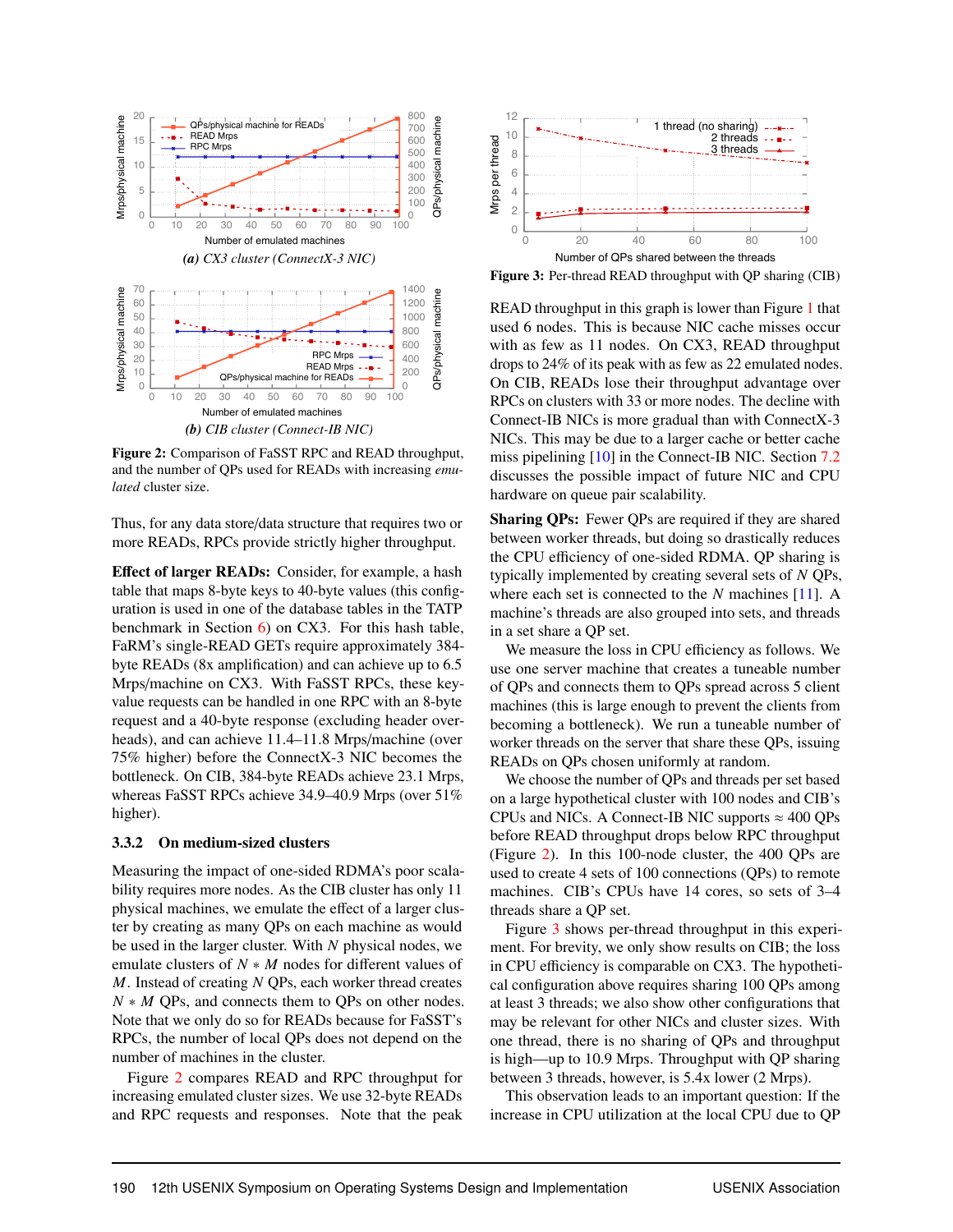Figure 2: Comparison of FaSST RPC and READ throughput, and the number of QPs used for READs with increasing *emulated* cluster size.

Thus, for any data store/data structure that requires two or more READs, RPCs provide strictly higher throughput.

**Effect of larger READs:** Consider, for example, a hash table that maps 8-byte keys to 40-byte values (this configuration is used in one of the database tables in the TATP benchmark in Section 6) on CX3. For this hash table, FaRM's single-READ GETs require approximately 384-byte READs (8x amplification) and can achieve up to 6.5 Mrps/machine on CX3. With FaSST RPCs, these key-value requests can be handled in one RPC with an 8-byte request and a 40-byte response (excluding header overheads), and can achieve 11.4–11.8 Mrps/machine (over 75% higher) before the ConnectX-3 NIC becomes the bottleneck. On CIB, 384-byte READs achieve 23.1 Mrps, whereas FaSST RPCs achieve 34.9–40.9 Mrps (over 51% higher).

### 3.3.2 On medium-sized clusters

Measuring the impact of one-sided RDMA's poor scalability requires more nodes. As the CIB cluster has only 11 physical machines, we emulate the effect of a larger cluster by creating as many QPs on each machine as would be used in the larger cluster. With $N$ physical nodes, we emulate clusters of $N * M$ nodes for different values of $M$. Instead of creating $N$ QPs, each worker thread creates $N * M$ QPs, and connects them to QPs on other nodes. Note that we only do so for READs because for FaSST's RPCs, the number of local QPs does not depend on the number of machines in the cluster.

Figure 2 compares READ and RPC throughput for increasing emulated cluster sizes. We use 32-byte READs and RPC requests and responses. Note that the peak READ throughput in this graph is lower than Figure 1 that used 6 nodes. This is because NIC cache misses occur with as few as 11 nodes. On CX3, READ throughput drops to 24% of its peak with as few as 22 emulated nodes. On CIB, READs lose their throughput advantage over RPCs on clusters with 33 or more nodes. The decline with Connect-IB NICs is more gradual than with ConnectX-3 NICs. This may be due to a larger cache or better cache miss pipelining [10] in the Connect-IB NIC. Section 7.2 discusses the possible impact of future NIC and CPU hardware on queue pair scalability.

Figure 3: Per-thread READ throughput with QP sharing (CIB)

**Sharing QPs:** Fewer QPs are required if they are shared between worker threads, but doing so drastically reduces the CPU efficiency of one-sided RDMA. QP sharing is typically implemented by creating several sets of $N$ QPs, where each set is connected to the $N$ machines [11]. A machine's threads are also grouped into sets, and threads in a set share a QP set.

We measure the loss in CPU efficiency as follows. We use one server machine that creates a tuneable number of QPs and connects them to QPs spread across 5 client machines (this is large enough to prevent the clients from becoming a bottleneck). We run a tuneable number of worker threads on the server that share these QPs, issuing READs on QPs chosen uniformly at random.

We choose the number of QPs and threads per set based on a large hypothetical cluster with 100 nodes and CIB's CPUs and NICs. A Connect-IB NIC supports $\approx$ 400 QPs before READ throughput drops below RPC throughput (Figure 2). In this 100-node cluster, the 400 QPs are used to create 4 sets of 100 connections (QPs) to remote machines. CIB's CPUs have 14 cores, so sets of 3–4 threads share a QP set.

Figure 3 shows per-thread throughput in this experiment. For brevity, we only show results on CIB; the loss in CPU efficiency is comparable on CX3. The hypothetical configuration above requires sharing 100 QPs among at least 3 threads; we also show other configurations that may be relevant for other NICs and cluster sizes. With one thread, there is no sharing of QPs and throughput is high—up to 10.9 Mrps. Throughput with QP sharing between 3 threads, however, is 5.4x lower (2 Mrps).

This observation leads to an important question: If the increase in CPU utilization at the local CPU due to QP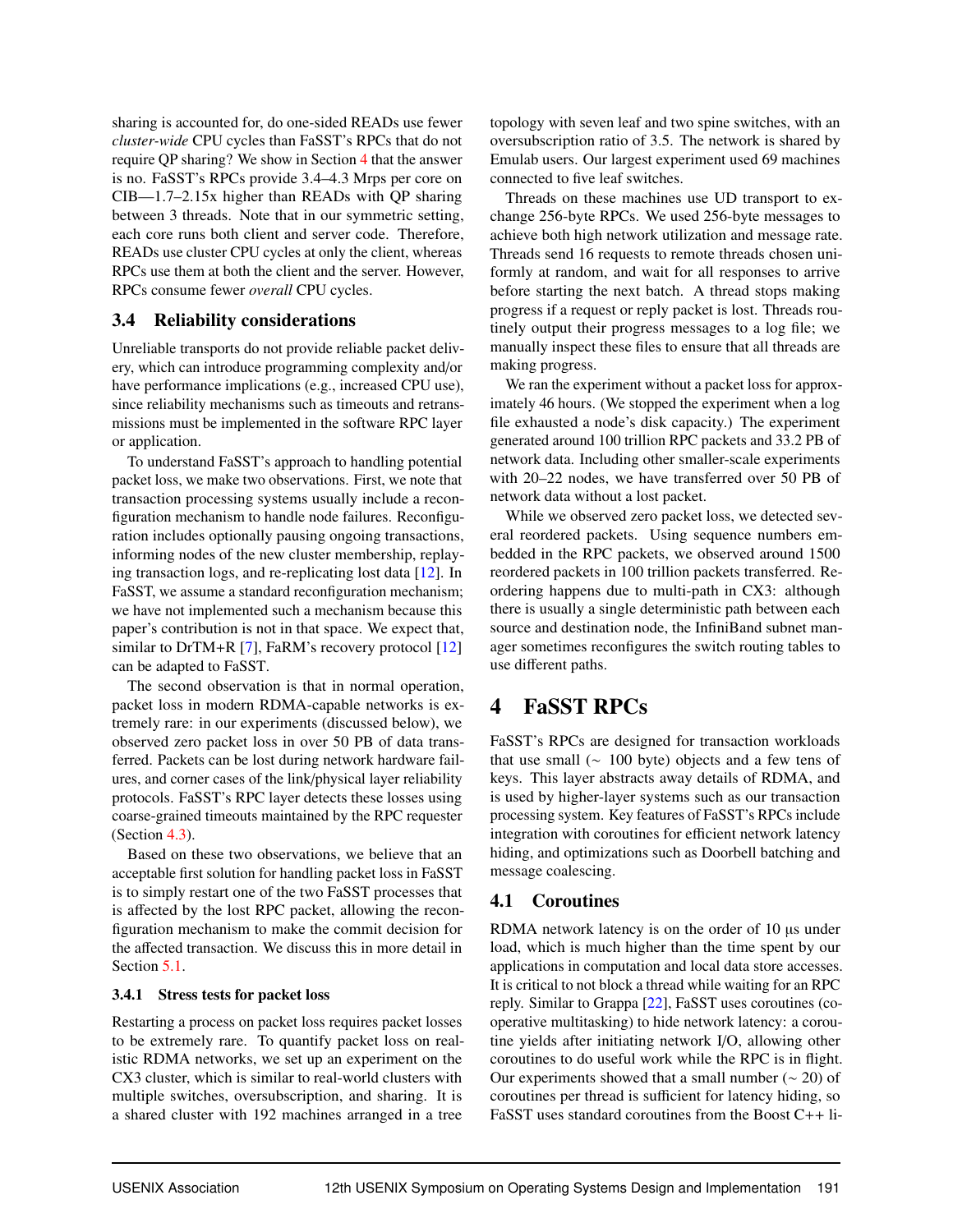sharing is accounted for, do one-sided READs use fewer *cluster-wide* CPU cycles than FaSST's RPCs that do not require QP sharing? We show in Section 4 that the answer is no. FaSST's RPCs provide 3.4–4.3 Mrps per core on CIB—1.7–2.15x higher than READs with QP sharing between 3 threads. Note that in our symmetric setting, each core runs both client and server code. Therefore, READs use cluster CPU cycles at only the client, whereas RPCs use them at both the client and the server. However, RPCs consume fewer *overall* CPU cycles.

## 3.4 Reliability considerations

Unreliable transports do not provide reliable packet delivery, which can introduce programming complexity and/or have performance implications (e.g., increased CPU use), since reliability mechanisms such as timeouts and retransmissions must be implemented in the software RPC layer or application.

To understand FaSST's approach to handling potential packet loss, we make two observations. First, we note that transaction processing systems usually include a reconfiguration mechanism to handle node failures. Reconfiguration includes optionally pausing ongoing transactions, informing nodes of the new cluster membership, replaying transaction logs, and re-replicating lost data [12]. In FaSST, we assume a standard reconfiguration mechanism; we have not implemented such a mechanism because this paper's contribution is not in that space. We expect that, similar to DrTM+R [7], FaRM's recovery protocol [12] can be adapted to FaSST.

The second observation is that in normal operation, packet loss in modern RDMA-capable networks is extremely rare: in our experiments (discussed below), we observed zero packet loss in over 50 PB of data transferred. Packets can be lost during network hardware failures, and corner cases of the link/physical layer reliability protocols. FaSST's RPC layer detects these losses using coarse-grained timeouts maintained by the RPC requester (Section 4.3).

Based on these two observations, we believe that an acceptable first solution for handling packet loss in FaSST is to simply restart one of the two FaSST processes that is affected by the lost RPC packet, allowing the reconfiguration mechanism to make the commit decision for the affected transaction. We discuss this in more detail in Section 5.1.

### 3.4.1 Stress tests for packet loss

Restarting a process on packet loss requires packet losses to be extremely rare. To quantify packet loss on realistic RDMA networks, we set up an experiment on the CX3 cluster, which is similar to real-world clusters with multiple switches, oversubscription, and sharing. It is a shared cluster with 192 machines arranged in a tree topology with seven leaf and two spine switches, with an oversubscription ratio of 3.5. The network is shared by Emulab users. Our largest experiment used 69 machines connected to five leaf switches.

Threads on these machines use UD transport to exchange 256-byte RPCs. We used 256-byte messages to achieve both high network utilization and message rate. Threads send 16 requests to remote threads chosen uniformly at random, and wait for all responses to arrive before starting the next batch. A thread stops making progress if a request or reply packet is lost. Threads routinely output their progress messages to a log file; we manually inspect these files to ensure that all threads are making progress.

We ran the experiment without a packet loss for approximately 46 hours. (We stopped the experiment when a log file exhausted a node's disk capacity.) The experiment generated around 100 trillion RPC packets and 33.2 PB of network data. Including other smaller-scale experiments with 20–22 nodes, we have transferred over 50 PB of network data without a lost packet.

While we observed zero packet loss, we detected several reordered packets. Using sequence numbers embedded in the RPC packets, we observed around 1500 reordered packets in 100 trillion packets transferred. Reordering happens due to multi-path in CX3: although there is usually a single deterministic path between each source and destination node, the InfiniBand subnet manager sometimes reconfigures the switch routing tables to use different paths.

# 4 FaSST RPCs

FaSST's RPCs are designed for transaction workloads that use small (~ 100 byte) objects and a few tens of keys. This layer abstracts away details of RDMA, and is used by higher-layer systems such as our transaction processing system. Key features of FaSST's RPCs include integration with coroutines for efficient network latency hiding, and optimizations such as Doorbell batching and message coalescing.

## 4.1 Coroutines

RDMA network latency is on the order of 10 µs under load, which is much higher than the time spent by our applications in computation and local data store accesses. It is critical to not block a thread while waiting for an RPC reply. Similar to Grappa [22], FaSST uses coroutines (cooperative multitasking) to hide network latency: a coroutine yields after initiating network I/O, allowing other coroutines to do useful work while the RPC is in flight. Our experiments showed that a small number (~ 20) of coroutines per thread is sufficient for latency hiding, so FaSST uses standard coroutines from the Boost C++ li-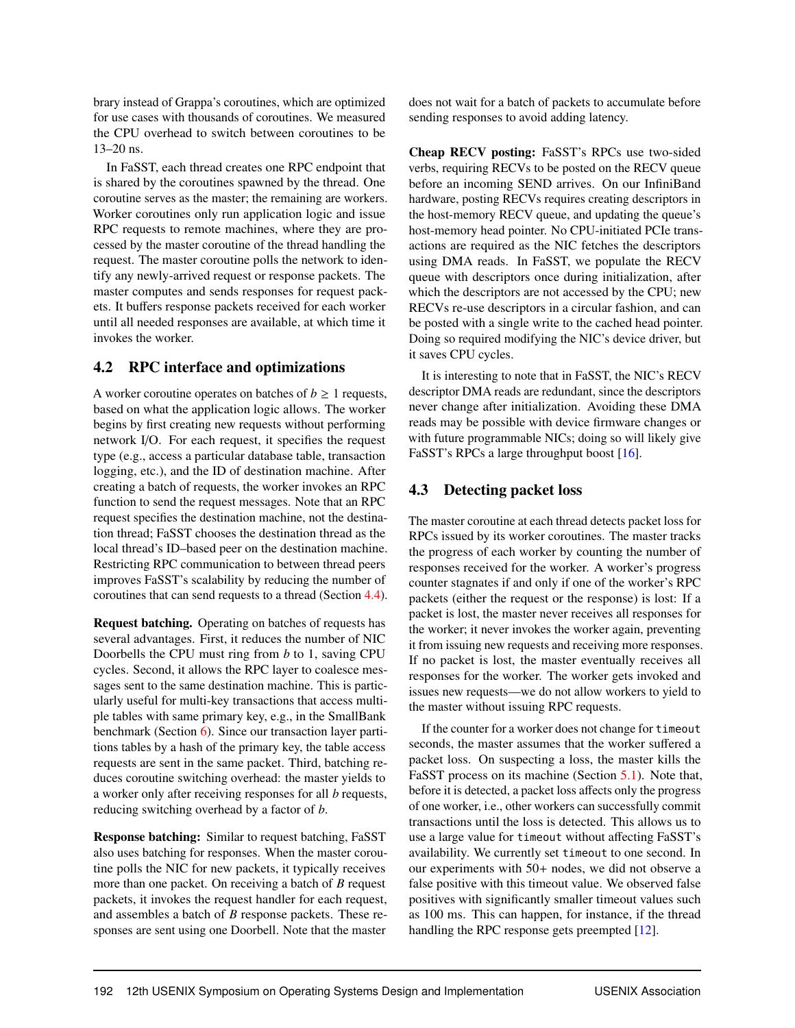brary instead of Grappa's coroutines, which are optimized for use cases with thousands of coroutines. We measured the CPU overhead to switch between coroutines to be 13–20 ns.

In FaSST, each thread creates one RPC endpoint that is shared by the coroutines spawned by the thread. One coroutine serves as the master; the remaining are workers. Worker coroutines only run application logic and issue RPC requests to remote machines, where they are processed by the master coroutine of the thread handling the request. The master coroutine polls the network to identify any newly-arrived request or response packets. The master computes and sends responses for request packets. It buffers response packets received for each worker until all needed responses are available, at which time it invokes the worker.

## 4.2 RPC interface and optimizations

A worker coroutine operates on batches of $b \geq 1$ requests, based on what the application logic allows. The worker begins by first creating new requests without performing network I/O. For each request, it specifies the request type (e.g., access a particular database table, transaction logging, etc.), and the ID of destination machine. After creating a batch of requests, the worker invokes an RPC function to send the request messages. Note that an RPC request specifies the destination machine, not the destination thread; FaSST chooses the destination thread as the local thread's ID–based peer on the destination machine. Restricting RPC communication to between thread peers improves FaSST's scalability by reducing the number of coroutines that can send requests to a thread (Section 4.4).

**Request batching.** Operating on batches of requests has several advantages. First, it reduces the number of NIC Doorbells the CPU must ring from $b$ to 1, saving CPU cycles. Second, it allows the RPC layer to coalesce messages sent to the same destination machine. This is particularly useful for multi-key transactions that access multiple tables with same primary key, e.g., in the SmallBank benchmark (Section 6). Since our transaction layer partitions tables by a hash of the primary key, the table access requests are sent in the same packet. Third, batching reduces coroutine switching overhead: the master yields to a worker only after receiving responses for all $b$ requests, reducing switching overhead by a factor of $b$.

**Response batching:** Similar to request batching, FaSST also uses batching for responses. When the master coroutine polls the NIC for new packets, it typically receives more than one packet. On receiving a batch of $B$ request packets, it invokes the request handler for each request, and assembles a batch of $B$ response packets. These responses are sent using one Doorbell. Note that the master does not wait for a batch of packets to accumulate before sending responses to avoid adding latency.

**Cheap RECV posting:** FaSST's RPCs use two-sided verbs, requiring RECVs to be posted on the RECV queue before an incoming SEND arrives. On our InfiniBand hardware, posting RECVs requires creating descriptors in the host-memory RECV queue, and updating the queue's host-memory head pointer. No CPU-initiated PCIe transactions are required as the NIC fetches the descriptors using DMA reads. In FaSST, we populate the RECV queue with descriptors once during initialization, after which the descriptors are not accessed by the CPU; new RECVs re-use descriptors in a circular fashion, and can be posted with a single write to the cached head pointer. Doing so required modifying the NIC's device driver, but it saves CPU cycles.

It is interesting to note that in FaSST, the NIC's RECV descriptor DMA reads are redundant, since the descriptors never change after initialization. Avoiding these DMA reads may be possible with device firmware changes or with future programmable NICs; doing so will likely give FaSST's RPCs a large throughput boost [16].

## 4.3 Detecting packet loss

The master coroutine at each thread detects packet loss for RPCs issued by its worker coroutines. The master tracks the progress of each worker by counting the number of responses received for the worker. A worker's progress counter stagnates if and only if one of the worker's RPC packets (either the request or the response) is lost: If a packet is lost, the master never receives all responses for the worker; it never invokes the worker again, preventing it from issuing new requests and receiving more responses. If no packet is lost, the master eventually receives all responses for the worker. The worker gets invoked and issues new requests—we do not allow workers to yield to the master without issuing RPC requests.

If the counter for a worker does not change for `timeout` seconds, the master assumes that the worker suffered a packet loss. On suspecting a loss, the master kills the FaSST process on its machine (Section 5.1). Note that, before it is detected, a packet loss affects only the progress of one worker, i.e., other workers can successfully commit transactions until the loss is detected. This allows us to use a large value for `timeout` without affecting FaSST's availability. We currently set `timeout` to one second. In our experiments with 50+ nodes, we did not observe a false positive with this timeout value. We observed false positives with significantly smaller timeout values such as 100 ms. This can happen, for instance, if the thread handling the RPC response gets preempted [12].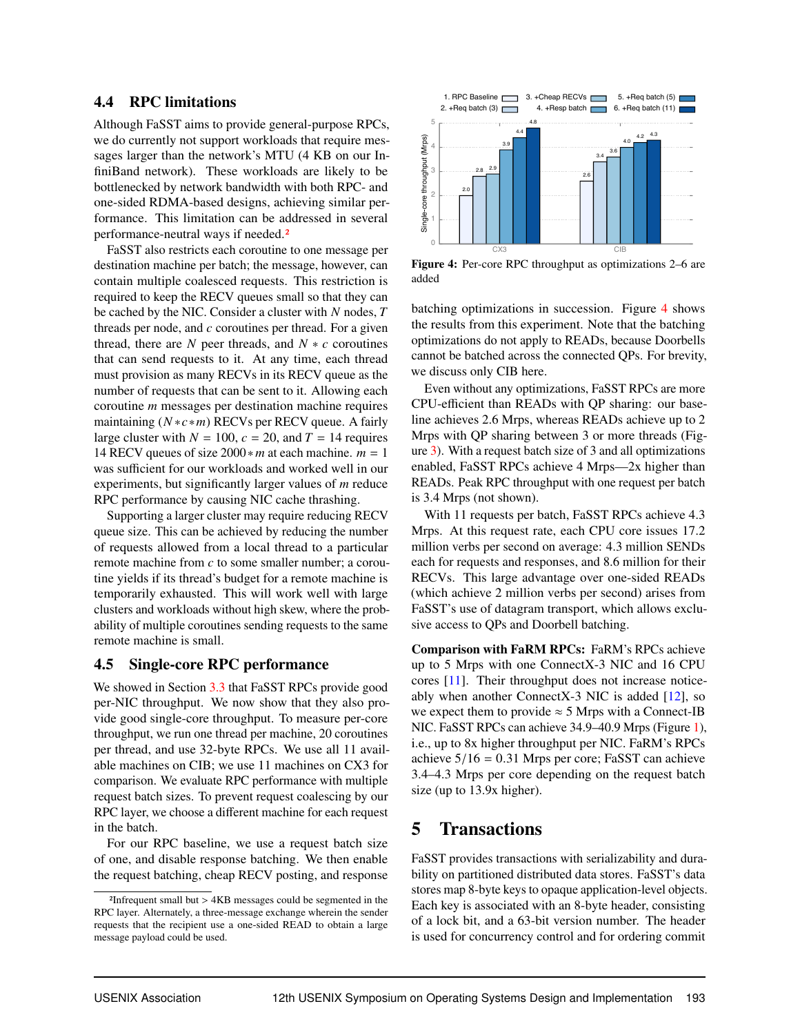### 4.4 RPC limitations

Although FaSST aims to provide general-purpose RPCs, we do currently not support workloads that require messages larger than the network's MTU (4 KB on our InfiniBand network). These workloads are likely to be bottlenecked by network bandwidth with both RPC- and one-sided RDMA-based designs, achieving similar performance. This limitation can be addressed in several performance-neutral ways if needed.[2]

FaSST also restricts each coroutine to one message per destination machine per batch; the message, however, can contain multiple coalesced requests. This restriction is required to keep the RECV queues small so that they can be cached by the NIC. Consider a cluster with $N$ nodes, $T$ threads per node, and $c$ coroutines per thread. For a given thread, there are $N$ peer threads, and $N * c$ coroutines that can send requests to it. At any time, each thread must provision as many RECVs in its RECV queue as the number of requests that can be sent to it. Allowing each coroutine $m$ messages per destination machine requires maintaining $(N * c * m)$ RECVs per RECV queue. A fairly large cluster with $N = 100$, $c = 20$, and $T = 14$ requires 14 RECV queues of size $2000 * m$ at each machine. $m = 1$ was sufficient for our workloads and worked well in our experiments, but significantly larger values of $m$ reduce RPC performance by causing NIC cache thrashing.

Supporting a larger cluster may require reducing RECV queue size. This can be achieved by reducing the number of requests allowed from a local thread to a particular remote machine from $c$ to some smaller number; a coroutine yields if its thread's budget for a remote machine is temporarily exhausted. This will work well with large clusters and workloads without high skew, where the probability of multiple coroutines sending requests to the same remote machine is small.

### 4.5 Single-core RPC performance

We showed in Section 3.3 that FaSST RPCs provide good per-NIC throughput. We now show that they also provide good single-core throughput. To measure per-core throughput, we run one thread per machine, 20 coroutines per thread, and use 32-byte RPCs. We use all 11 available machines on CIB; we use 11 machines on CX3 for comparison. We evaluate RPC performance with multiple request batch sizes. To prevent request coalescing by our RPC layer, we choose a different machine for each request in the batch.

For our RPC baseline, we use a request batch size of one, and disable response batching. We then enable the request batching, cheap RECV posting, and response batching optimizations in succession. Figure 4 shows the results from this experiment. Note that the batching optimizations do not apply to READs, because Doorbells cannot be batched across the connected QPs. For brevity, we discuss only CIB here.

**Figure 4:** Per-core RPC throughput as optimizations 2–6 are added

Even without any optimizations, FaSST RPCs are more CPU-efficient than READs with QP sharing: our baseline achieves 2.6 Mrps, whereas READs achieve up to 2 Mrps with QP sharing between 3 or more threads (Figure 3). With a request batch size of 3 and all optimizations enabled, FaSST RPCs achieve 4 Mrps—2x higher than READs. Peak RPC throughput with one request per batch is 3.4 Mrps (not shown).

With 11 requests per batch, FaSST RPCs achieve 4.3 Mrps. At this request rate, each CPU core issues 17.2 million verbs per second on average: 4.3 million SENDs each for requests and responses, and 8.6 million for their RECVs. This large advantage over one-sided READs (which achieve 2 million verbs per second) arises from FaSST's use of datagram transport, which allows exclusive access to QPs and Doorbell batching.

**Comparison with FaRM RPCs:** FaRM's RPCs achieve up to 5 Mrps with one ConnectX-3 NIC and 16 CPU cores [11]. Their throughput does not increase noticeably when another ConnectX-3 NIC is added [12], so we expect them to provide $\approx$ 5 Mrps with a Connect-IB NIC. FaSST RPCs can achieve 34.9–40.9 Mrps (Figure 1), i.e., up to 8x higher throughput per NIC. FaRM's RPCs achieve $5/16 = 0.31$ Mrps per core; FaSST can achieve 3.4–4.3 Mrps per core depending on the request batch size (up to 13.9x higher).

# 5 Transactions

FaSST provides transactions with serializability and durability on partitioned distributed data stores. FaSST's data stores map 8-byte keys to opaque application-level objects. Each key is associated with an 8-byte header, consisting of a lock bit, and a 63-bit version number. The header is used for concurrency control and for ordering commit

[2] Infrequent small but > 4KB messages could be segmented in the RPC layer. Alternately, a three-message exchange wherein the sender requests that the recipient use a one-sided READ to obtain a large message payload could be used.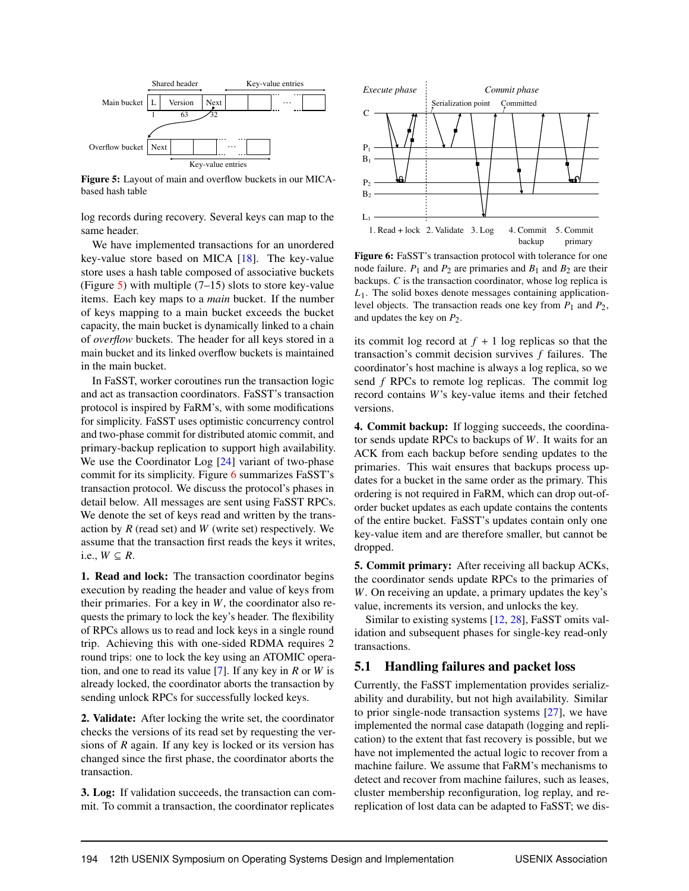Figure 5: Layout of main and overflow buckets in our MICA-based hash table

log records during recovery. Several keys can map to the same header.

We have implemented transactions for an unordered key-value store based on MICA [18]. The key-value store uses a hash table composed of associative buckets (Figure 5) with multiple (7–15) slots to store key-value items. Each key maps to a *main* bucket. If the number of keys mapping to a main bucket exceeds the bucket capacity, the main bucket is dynamically linked to a chain of *overflow* buckets. The header for all keys stored in a main bucket and its linked overflow buckets is maintained in the main bucket.

In FaSST, worker coroutines run the transaction logic and act as transaction coordinators. FaSST's transaction protocol is inspired by FaRM's, with some modifications for simplicity. FaSST uses optimistic concurrency control and two-phase commit for distributed atomic commit, and primary-backup replication to support high availability. We use the Coordinator Log [24] variant of two-phase commit for its simplicity. Figure 6 summarizes FaSST's transaction protocol. We discuss the protocol's phases in detail below. All messages are sent using FaSST RPCs. We denote the set of keys read and written by the transaction by $R$ (read set) and $W$ (write set) respectively. We assume that the transaction first reads the keys it writes, i.e., $W \subseteq R$.

**1. Read and lock:** The transaction coordinator begins execution by reading the header and value of keys from their primaries. For a key in $W$, the coordinator also requests the primary to lock the key's header. The flexibility of RPCs allows us to read and lock keys in a single round trip. Achieving this with one-sided RDMA requires 2 round trips: one to lock the key using an ATOMIC operation, and one to read its value [7]. If any key in $R$ or $W$ is already locked, the coordinator aborts the transaction by sending unlock RPCs for successfully locked keys.

**2. Validate:** After locking the write set, the coordinator checks the versions of its read set by requesting the versions of $R$ again. If any key is locked or its version has changed since the first phase, the coordinator aborts the transaction.

**3. Log:** If validation succeeds, the transaction can commit. To commit a transaction, the coordinator replicates its commit log record at $f+1$ log replicas so that the transaction's commit decision survives $f$ failures. The coordinator's host machine is always a log replica, so we send $f$ RPCs to remote log replicas. The commit log record contains $W$'s key-value items and their fetched versions.

Figure 6: FaSST's transaction protocol with tolerance for one node failure. $P_1$ and $P_2$ are primaries and $B_1$ and $B_2$ are their backups. $C$ is the transaction coordinator, whose log replica is $L_1$. The solid boxes denote messages containing application-level objects. The transaction reads one key from $P_1$ and $P_2$, and updates the key on $P_2$.

**4. Commit backup:** If logging succeeds, the coordinator sends update RPCs to backups of $W$. It waits for an ACK from each backup before sending updates to the primaries. This wait ensures that backups process updates for a bucket in the same order as the primary. This ordering is not required in FaRM, which can drop out-of-order bucket updates as each update contains the contents of the entire bucket. FaSST's updates contain only one key-value item and are therefore smaller, but cannot be dropped.

**5. Commit primary:** After receiving all backup ACKs, the coordinator sends update RPCs to the primaries of $W$. On receiving an update, a primary updates the key's value, increments its version, and unlocks the key.

Similar to existing systems [12, 28], FaSST omits validation and subsequent phases for single-key read-only transactions.

## 5.1 Handling failures and packet loss

Currently, the FaSST implementation provides serializability and durability, but not high availability. Similar to prior single-node transaction systems [27], we have implemented the normal case datapath (logging and replication) to the extent that fast recovery is possible, but we have not implemented the actual logic to recover from a machine failure. We assume that FaRM's mechanisms to detect and recover from machine failures, such as leases, cluster membership reconfiguration, log replay, and re-replication of lost data can be adapted to FaSST; we dis-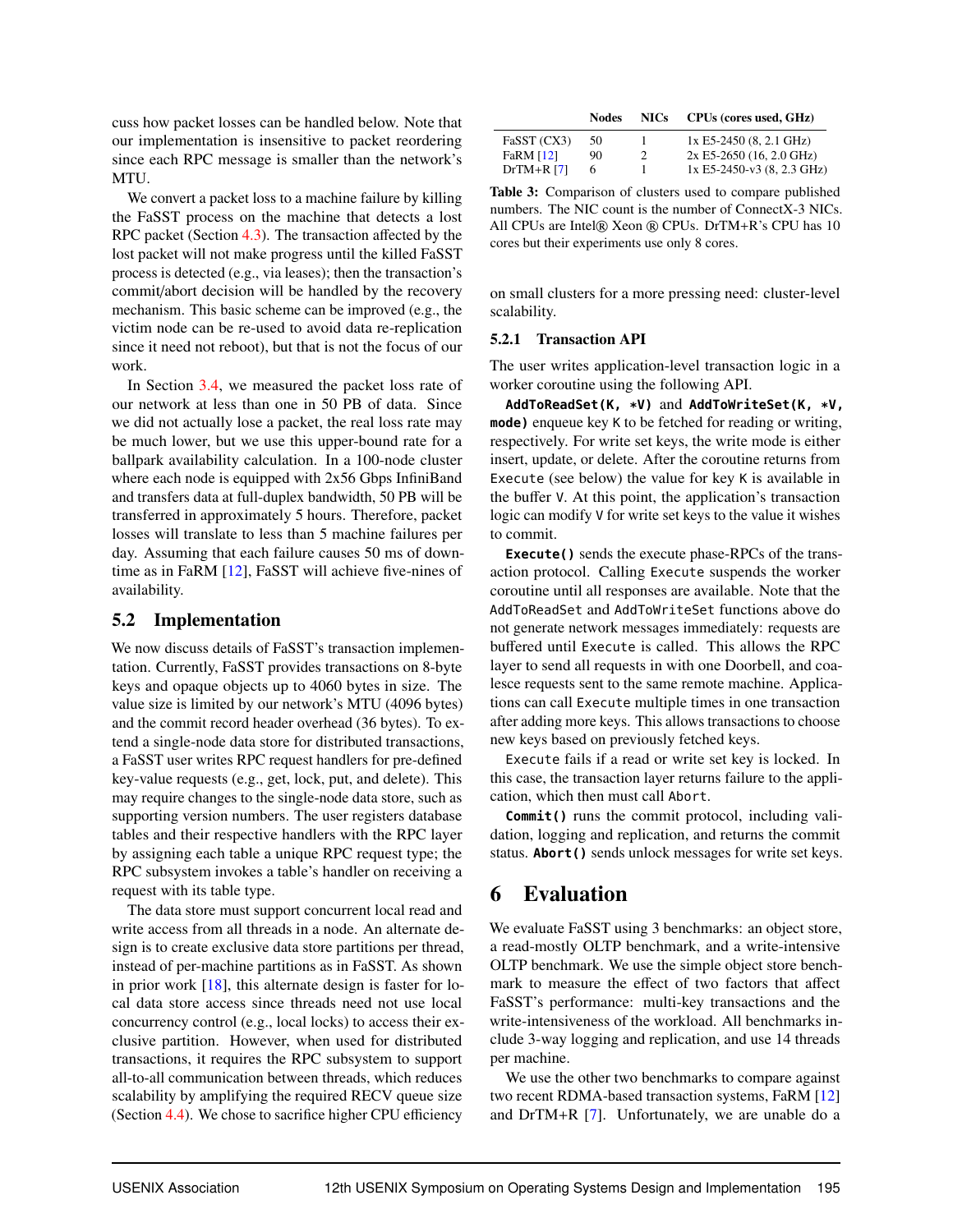cuss how packet losses can be handled below. Note that our implementation is insensitive to packet reordering since each RPC message is smaller than the network's MTU.

We convert a packet loss to a machine failure by killing the FaSST process on the machine that detects a lost RPC packet (Section 4.3). The transaction affected by the lost packet will not make progress until the killed FaSST process is detected (e.g., via leases); then the transaction's commit/abort decision will be handled by the recovery mechanism. This basic scheme can be improved (e.g., the victim node can be re-used to avoid data re-replication since it need not reboot), but that is not the focus of our work.

In Section 3.4, we measured the packet loss rate of our network at less than one in 50 PB of data. Since we did not actually lose a packet, the real loss rate may be much lower, but we use this upper-bound rate for a ballpark availability calculation. In a 100-node cluster where each node is equipped with 2x56 Gbps InfiniBand and transfers data at full-duplex bandwidth, 50 PB will be transferred in approximately 5 hours. Therefore, packet losses will translate to less than 5 machine failures per day. Assuming that each failure causes 50 ms of downtime as in FaRM [12], FaSST will achieve five-nines of availability.

## 5.2 Implementation

We now discuss details of FaSST's transaction implementation. Currently, FaSST provides transactions on 8-byte keys and opaque objects up to 4060 bytes in size. The value size is limited by our network's MTU (4096 bytes) and the commit record header overhead (36 bytes). To extend a single-node data store for distributed transactions, a FaSST user writes RPC request handlers for pre-defined key-value requests (e.g., get, lock, put, and delete). This may require changes to the single-node data store, such as supporting version numbers. The user registers database tables and their respective handlers with the RPC layer by assigning each table a unique RPC request type; the RPC subsystem invokes a table's handler on receiving a request with its table type.

The data store must support concurrent local read and write access from all threads in a node. An alternate design is to create exclusive data store partitions per thread, instead of per-machine partitions as in FaSST. As shown in prior work [18], this alternate design is faster for local data store access since threads need not use local concurrency control (e.g., local locks) to access their exclusive partition. However, when used for distributed transactions, it requires the RPC subsystem to support all-to-all communication between threads, which reduces scalability by amplifying the required RECV queue size (Section 4.4). We chose to sacrifice higher CPU efficiency on small clusters for a more pressing need: cluster-level scalability.

| | Nodes | NICs | CPUs (cores used, GHz) |
|---|---|---|---|
| FaSST (CX3) | 50 | 1 | 1x E5-2450 (8, 2.1 GHz) |
| FaRM [12] | 90 | 2 | 2x E5-2650 (16, 2.0 GHz) |
| DrTM+R [7] | 6 | 1 | 1x E5-2450-v3 (8, 2.3 GHz) |

**Table 3:** Comparison of clusters used to compare published numbers. The NIC count is the number of ConnectX-3 NICs. All CPUs are Intel® Xeon ® CPUs. DrTM+R's CPU has 10 cores but their experiments use only 8 cores.

### 5.2.1 Transaction API

The user writes application-level transaction logic in a worker coroutine using the following API.

**`AddToReadSet(K, *V)`** and **`AddToWriteSet(K, *V, mode)`** enqueue key `K` to be fetched for reading or writing, respectively. For write set keys, the write mode is either insert, update, or delete. After the coroutine returns from `Execute` (see below) the value for key `K` is available in the buffer `V`. At this point, the application's transaction logic can modify `V` for write set keys to the value it wishes to commit.

**`Execute()`** sends the execute phase-RPCs of the transaction protocol. Calling `Execute` suspends the worker coroutine until all responses are available. Note that the `AddToReadSet` and `AddToWriteSet` functions above do not generate network messages immediately: requests are buffered until `Execute` is called. This allows the RPC layer to send all requests in with one Doorbell, and coalesce requests sent to the same remote machine. Applications can call `Execute` multiple times in one transaction after adding more keys. This allows transactions to choose new keys based on previously fetched keys.

`Execute` fails if a read or write set key is locked. In this case, the transaction layer returns failure to the application, which then must call `Abort`.

**`Commit()`** runs the commit protocol, including validation, logging and replication, and returns the commit status. **`Abort()`** sends unlock messages for write set keys.

# 6 Evaluation

We evaluate FaSST using 3 benchmarks: an object store, a read-mostly OLTP benchmark, and a write-intensive OLTP benchmark. We use the simple object store benchmark to measure the effect of two factors that affect FaSST's performance: multi-key transactions and the write-intensiveness of the workload. All benchmarks include 3-way logging and replication, and use 14 threads per machine.

We use the other two benchmarks to compare against two recent RDMA-based transaction systems, FaRM [12] and DrTM+R [7]. Unfortunately, we are unable do a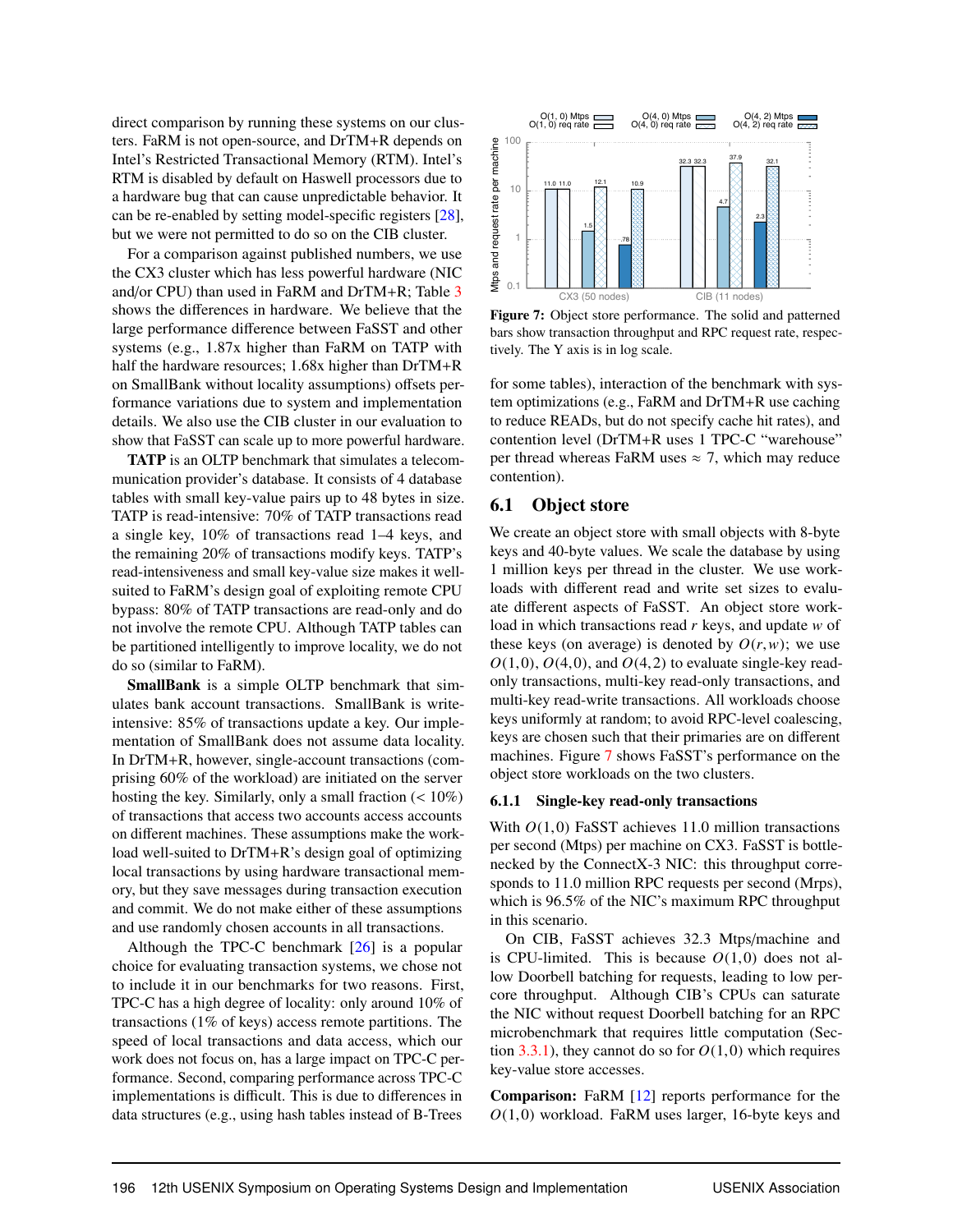direct comparison by running these systems on our clusters. FaRM is not open-source, and DrTM+R depends on Intel's Restricted Transactional Memory (RTM). Intel's RTM is disabled by default on Haswell processors due to a hardware bug that can cause unpredictable behavior. It can be re-enabled by setting model-specific registers [28], but we were not permitted to do so on the CIB cluster.

For a comparison against published numbers, we use the CX3 cluster which has less powerful hardware (NIC and/or CPU) than used in FaRM and DrTM+R; Table 3 shows the differences in hardware. We believe that the large performance difference between FaSST and other systems (e.g., 1.87x higher than FaRM on TATP with half the hardware resources; 1.68x higher than DrTM+R on SmallBank without locality assumptions) offsets performance variations due to system and implementation details. We also use the CIB cluster in our evaluation to show that FaSST can scale up to more powerful hardware.

**TATP** is an OLTP benchmark that simulates a telecommunication provider's database. It consists of 4 database tables with small key-value pairs up to 48 bytes in size. TATP is read-intensive: 70% of TATP transactions read a single key, 10% of transactions read 1–4 keys, and the remaining 20% of transactions modify keys. TATP's read-intensiveness and small key-value size makes it well-suited to FaRM's design goal of exploiting remote CPU bypass: 80% of TATP transactions are read-only and do not involve the remote CPU. Although TATP tables can be partitioned intelligently to improve locality, we do not do so (similar to FaRM).

**SmallBank** is a simple OLTP benchmark that simulates bank account transactions. SmallBank is write-intensive: 85% of transactions update a key. Our implementation of SmallBank does not assume data locality. In DrTM+R, however, single-account transactions (comprising 60% of the workload) are initiated on the server hosting the key. Similarly, only a small fraction ($< 10\%$) of transactions that access two accounts access accounts on different machines. These assumptions make the workload well-suited to DrTM+R's design goal of optimizing local transactions by using hardware transactional memory, but they save messages during transaction execution and commit. We do not make either of these assumptions and use randomly chosen accounts in all transactions.

Although the TPC-C benchmark [26] is a popular choice for evaluating transaction systems, we chose not to include it in our benchmarks for two reasons. First, TPC-C has a high degree of locality: only around 10% of transactions (1% of keys) access remote partitions. The speed of local transactions and data access, which our work does not focus on, has a large impact on TPC-C performance. Second, comparing performance across TPC-C implementations is difficult. This is due to differences in data structures (e.g., using hash tables instead of B-Trees for some tables), interaction of the benchmark with system optimizations (e.g., FaRM and DrTM+R use caching to reduce READs, but do not specify cache hit rates), and contention level (DrTM+R uses 1 TPC-C "warehouse" per thread whereas FaRM uses $\approx 7$, which may reduce contention).

Figure 7: Object store performance. The solid and patterned bars show transaction throughput and RPC request rate, respectively. The Y axis is in log scale.

## 6.1 Object store

We create an object store with small objects with 8-byte keys and 40-byte values. We scale the database by using 1 million keys per thread in the cluster. We use workloads with different read and write set sizes to evaluate different aspects of FaSST. An object store workload in which transactions read $r$ keys, and update $w$ of these keys (on average) is denoted by $O(r,w)$; we use $O(1,0)$, $O(4,0)$, and $O(4,2)$ to evaluate single-key read-only transactions, multi-key read-only transactions, and multi-key read-write transactions. All workloads choose keys uniformly at random; to avoid RPC-level coalescing, keys are chosen such that their primaries are on different machines. Figure 7 shows FaSST's performance on the object store workloads on the two clusters.

### 6.1.1 Single-key read-only transactions

With $O(1,0)$ FaSST achieves 11.0 million transactions per second (Mtps) per machine on CX3. FaSST is bottlenecked by the ConnectX-3 NIC: this throughput corresponds to 11.0 million RPC requests per second (Mrps), which is 96.5% of the NIC's maximum RPC throughput in this scenario.

On CIB, FaSST achieves 32.3 Mtps/machine and is CPU-limited. This is because $O(1,0)$ does not allow Doorbell batching for requests, leading to low per-core throughput. Although CIB's CPUs can saturate the NIC without request Doorbell batching for an RPC microbenchmark that requires little computation (Section 3.3.1), they cannot do so for $O(1,0)$ which requires key-value store accesses.

**Comparison:** FaRM [12] reports performance for the $O(1,0)$ workload. FaRM uses larger, 16-byte keys and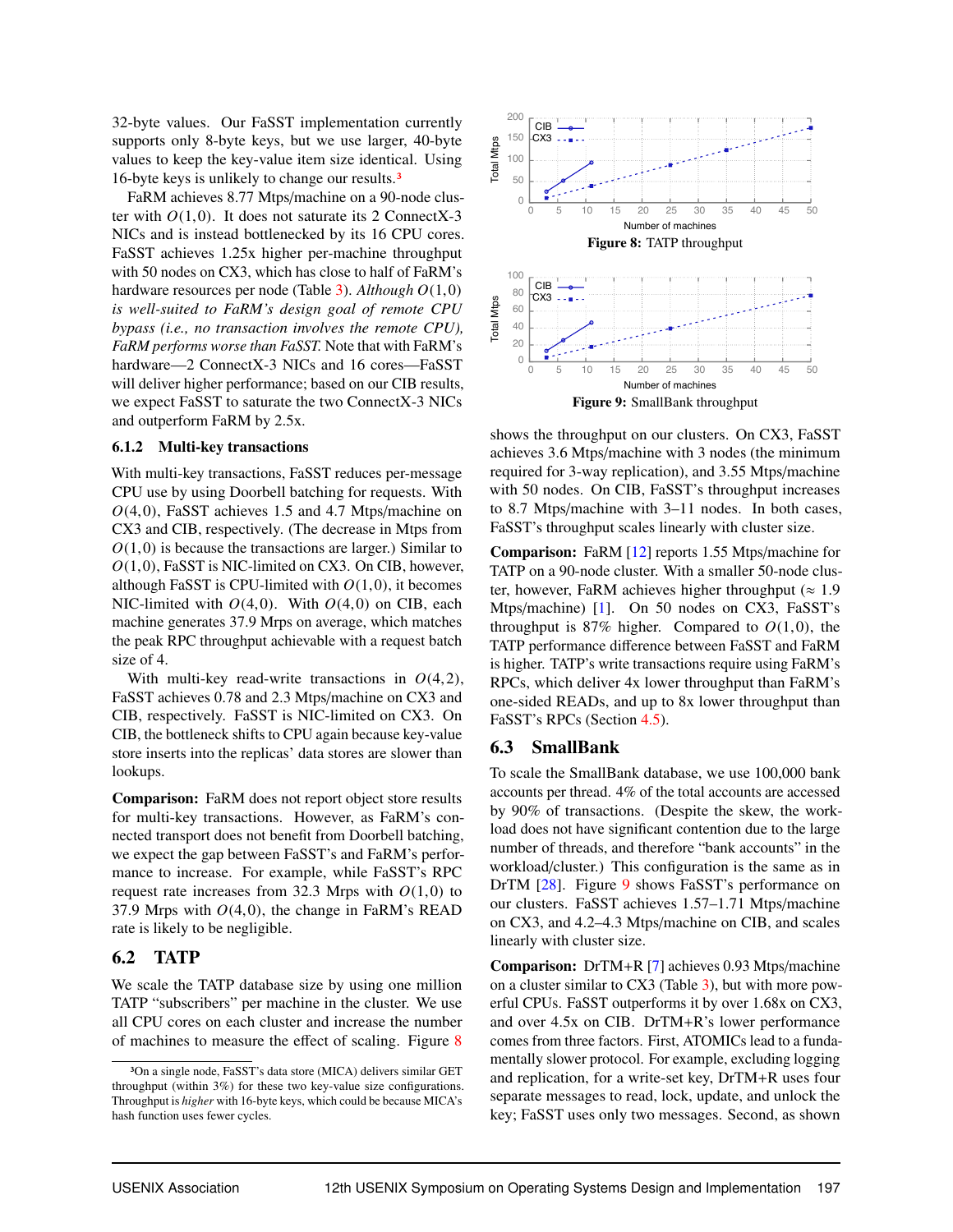32-byte values. Our FaSST implementation currently supports only 8-byte keys, but we use larger, 40-byte values to keep the key-value item size identical. Using 16-byte keys is unlikely to change our results.[3]

FaRM achieves 8.77 Mtps/machine on a 90-node cluster with $O(1,0)$. It does not saturate its 2 ConnectX-3 NICs and is instead bottlenecked by its 16 CPU cores. FaSST achieves 1.25x higher per-machine throughput with 50 nodes on CX3, which has close to half of FaRM's hardware resources per node (Table 3). *Although $O(1,0)$ is well-suited to FaRM's design goal of remote CPU bypass (i.e., no transaction involves the remote CPU), FaRM performs worse than FaSST.* Note that with FaRM's hardware—2 ConnectX-3 NICs and 16 cores—FaSST will deliver higher performance; based on our CIB results, we expect FaSST to saturate the two ConnectX-3 NICs and outperform FaRM by 2.5x.

### 6.1.2 Multi-key transactions

With multi-key transactions, FaSST reduces per-message CPU use by using Doorbell batching for requests. With $O(4,0)$, FaSST achieves 1.5 and 4.7 Mtps/machine on CX3 and CIB, respectively. (The decrease in Mtps from $O(1,0)$ is because the transactions are larger.) Similar to $O(1,0)$, FaSST is NIC-limited on CX3. On CIB, however, although FaSST is CPU-limited with $O(1,0)$, it becomes NIC-limited with $O(4,0)$. With $O(4,0)$ on CIB, each machine generates 37.9 Mrps on average, which matches the peak RPC throughput achievable with a request batch size of 4.

With multi-key read-write transactions in $O(4,2)$, FaSST achieves 0.78 and 2.3 Mtps/machine on CX3 and CIB, respectively. FaSST is NIC-limited on CX3. On CIB, the bottleneck shifts to CPU again because key-value store inserts into the replicas' data stores are slower than lookups.

**Comparison:** FaRM does not report object store results for multi-key transactions. However, as FaRM's connected transport does not benefit from Doorbell batching, we expect the gap between FaSST's and FaRM's performance to increase. For example, while FaSST's RPC request rate increases from 32.3 Mrps with $O(1,0)$ to 37.9 Mrps with $O(4,0)$, the change in FaRM's READ rate is likely to be negligible.

## 6.2 TATP

We scale the TATP database size by using one million TATP "subscribers" per machine in the cluster. We use all CPU cores on each cluster and increase the number of machines to measure the effect of scaling. Figure 8 shows the throughput on our clusters. On CX3, FaSST achieves 3.6 Mtps/machine with 3 nodes (the minimum required for 3-way replication), and 3.55 Mtps/machine with 50 nodes. On CIB, FaSST's throughput increases to 8.7 Mtps/machine with 3–11 nodes. In both cases, FaSST's throughput scales linearly with cluster size.

[3] On a single node, FaSST's data store (MICA) delivers similar GET throughput (within 3%) for these two key-value size configurations. Throughput is *higher* with 16-byte keys, which could be because MICA's hash function uses fewer cycles.

**Figure 8:** TATP throughput

**Figure 9:** SmallBank throughput

**Comparison:** FaRM [12] reports 1.55 Mtps/machine for TATP on a 90-node cluster. With a smaller 50-node cluster, however, FaRM achieves higher throughput (≈ 1.9 Mtps/machine) [1]. On 50 nodes on CX3, FaSST's throughput is 87% higher. Compared to $O(1,0)$, the TATP performance difference between FaSST and FaRM is higher. TATP's write transactions require using FaRM's RPCs, which deliver 4x lower throughput than FaRM's one-sided READs, and up to 8x lower throughput than FaSST's RPCs (Section 4.5).

## 6.3 SmallBank

To scale the SmallBank database, we use 100,000 bank accounts per thread. 4% of the total accounts are accessed by 90% of transactions. (Despite the skew, the workload does not have significant contention due to the large number of threads, and therefore "bank accounts" in the workload/cluster.) This configuration is the same as in DrTM [28]. Figure 9 shows FaSST's performance on our clusters. FaSST achieves 1.57–1.71 Mtps/machine on CX3, and 4.2–4.3 Mtps/machine on CIB, and scales linearly with cluster size.

**Comparison:** DrTM+R [7] achieves 0.93 Mtps/machine on a cluster similar to CX3 (Table 3), but with more powerful CPUs. FaSST outperforms it by over 1.68x on CX3, and over 4.5x on CIB. DrTM+R's lower performance comes from three factors. First, ATOMICs lead to a fundamentally slower protocol. For example, excluding logging and replication, for a write-set key, DrTM+R uses four separate messages to read, lock, update, and unlock the key; FaSST uses only two messages. Second, as shown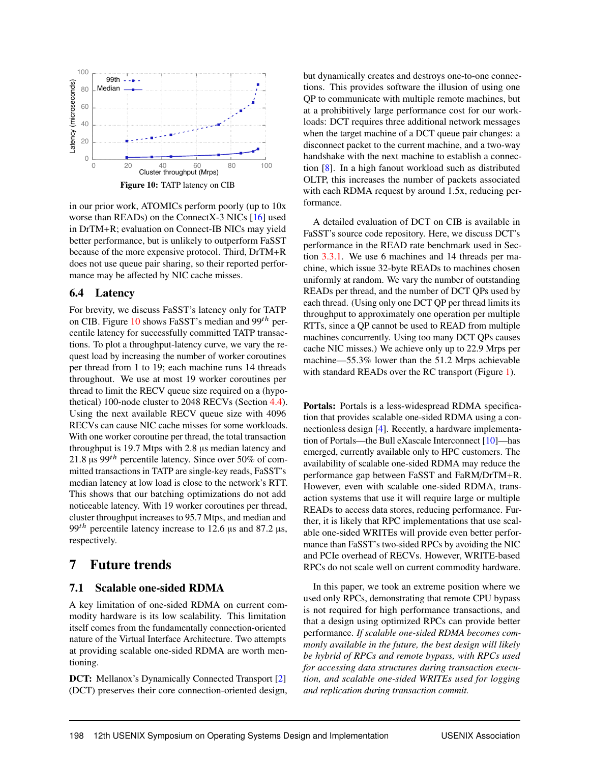Figure 10: TATP latency on CIB

in our prior work, ATOMICs perform poorly (up to 10x worse than READs) on the ConnectX-3 NICs [16] used in DrTM+R; evaluation on Connect-IB NICs may yield better performance, but is unlikely to outperform FaSST because of the more expensive protocol. Third, DrTM+R does not use queue pair sharing, so their reported performance may be affected by NIC cache misses.

### 6.4 Latency

For brevity, we discuss FaSST's latency only for TATP on CIB. Figure 10 shows FaSST's median and $99^{th}$ percentile latency for successfully committed TATP transactions. To plot a throughput-latency curve, we vary the request load by increasing the number of worker coroutines per thread from 1 to 19; each machine runs 14 threads throughout. We use at most 19 worker coroutines per thread to limit the RECV queue size required on a (hypothetical) 100-node cluster to 2048 RECVs (Section 4.4). Using the next available RECV queue size with 4096 RECVs can cause NIC cache misses for some workloads. With one worker coroutine per thread, the total transaction throughput is 19.7 Mtps with 2.8 µs median latency and 21.8 µs $99^{th}$ percentile latency. Since over 50% of committed transactions in TATP are single-key reads, FaSST's median latency at low load is close to the network's RTT. This shows that our batching optimizations do not add noticeable latency. With 19 worker coroutines per thread, cluster throughput increases to 95.7 Mtps, and median and $99^{th}$ percentile latency increase to 12.6 µs and 87.2 µs, respectively.

## 7 Future trends

### 7.1 Scalable one-sided RDMA

A key limitation of one-sided RDMA on current commodity hardware is its low scalability. This limitation itself comes from the fundamentally connection-oriented nature of the Virtual Interface Architecture. Two attempts at providing scalable one-sided RDMA are worth mentioning.

**DCT:** Mellanox's Dynamically Connected Transport [2] (DCT) preserves their core connection-oriented design, but dynamically creates and destroys one-to-one connections. This provides software the illusion of using one QP to communicate with multiple remote machines, but at a prohibitively large performance cost for our workloads: DCT requires three additional network messages when the target machine of a DCT queue pair changes: a disconnect packet to the current machine, and a two-way handshake with the next machine to establish a connection [8]. In a high fanout workload such as distributed OLTP, this increases the number of packets associated with each RDMA request by around 1.5x, reducing performance.

A detailed evaluation of DCT on CIB is available in FaSST's source code repository. Here, we discuss DCT's performance in the READ rate benchmark used in Section 3.3.1. We use 6 machines and 14 threads per machine, which issue 32-byte READs to machines chosen uniformly at random. We vary the number of outstanding READs per thread, and the number of DCT QPs used by each thread. (Using only one DCT QP per thread limits its throughput to approximately one operation per multiple RTTs, since a QP cannot be used to READ from multiple machines concurrently. Using too many DCT QPs causes cache NIC misses.) We achieve only up to 22.9 Mrps per machine—55.3% lower than the 51.2 Mrps achievable with standard READs over the RC transport (Figure 1).

**Portals:** Portals is a less-widespread RDMA specification that provides scalable one-sided RDMA using a connectionless design [4]. Recently, a hardware implementation of Portals—the Bull eXascale Interconnect [10]—has emerged, currently available only to HPC customers. The availability of scalable one-sided RDMA may reduce the performance gap between FaSST and FaRM/DrTM+R. However, even with scalable one-sided RDMA, transaction systems that use it will require large or multiple READs to access data stores, reducing performance. Further, it is likely that RPC implementations that use scalable one-sided WRITEs will provide even better performance than FaSST's two-sided RPCs by avoiding the NIC and PCIe overhead of RECVs. However, WRITE-based RPCs do not scale well on current commodity hardware.

In this paper, we took an extreme position where we used only RPCs, demonstrating that remote CPU bypass is not required for high performance transactions, and that a design using optimized RPCs can provide better performance. *If scalable one-sided RDMA becomes commonly available in the future, the best design will likely be hybrid of RPCs and remote bypass, with RPCs used for accessing data structures during transaction execution, and scalable one-sided WRITEs used for logging and replication during transaction commit.*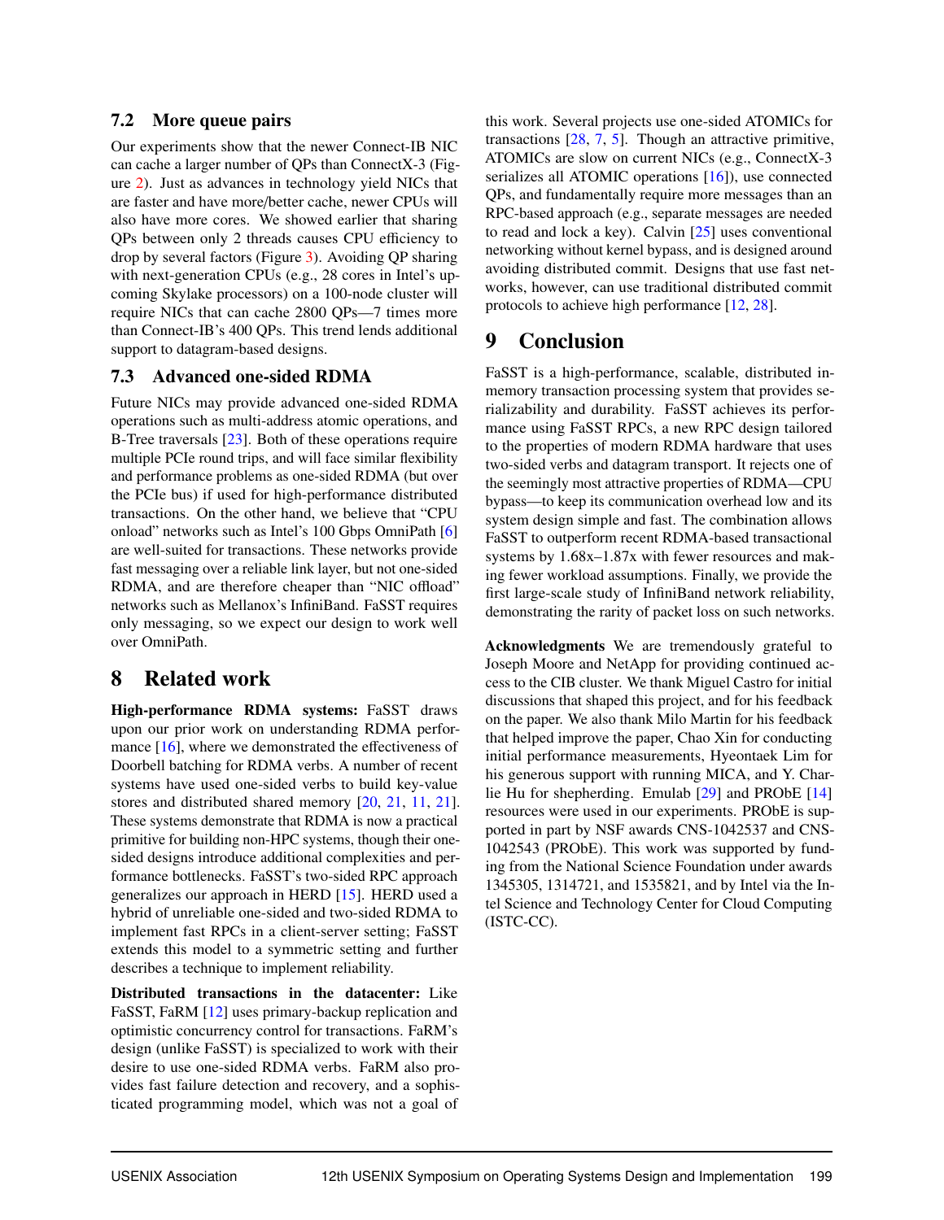### 7.2 More queue pairs

Our experiments show that the newer Connect-IB NIC can cache a larger number of QPs than ConnectX-3 (Figure 2). Just as advances in technology yield NICs that are faster and have more/better cache, newer CPUs will also have more cores. We showed earlier that sharing QPs between only 2 threads causes CPU efficiency to drop by several factors (Figure 3). Avoiding QP sharing with next-generation CPUs (e.g., 28 cores in Intel's upcoming Skylake processors) on a 100-node cluster will require NICs that can cache 2800 QPs—7 times more than Connect-IB's 400 QPs. This trend lends additional support to datagram-based designs.

### 7.3 Advanced one-sided RDMA

Future NICs may provide advanced one-sided RDMA operations such as multi-address atomic operations, and B-Tree traversals [23]. Both of these operations require multiple PCIe round trips, and will face similar flexibility and performance problems as one-sided RDMA (but over the PCIe bus) if used for high-performance distributed transactions. On the other hand, we believe that "CPU onload" networks such as Intel's 100 Gbps OmniPath [6] are well-suited for transactions. These networks provide fast messaging over a reliable link layer, but not one-sided RDMA, and are therefore cheaper than "NIC offload" networks such as Mellanox's InfiniBand. FaSST requires only messaging, so we expect our design to work well over OmniPath.

## 8 Related work

**High-performance RDMA systems:** FaSST draws upon our prior work on understanding RDMA performance [16], where we demonstrated the effectiveness of Doorbell batching for RDMA verbs. A number of recent systems have used one-sided verbs to build key-value stores and distributed shared memory [20, 21, 11, 21]. These systems demonstrate that RDMA is now a practical primitive for building non-HPC systems, though their one-sided designs introduce additional complexities and performance bottlenecks. FaSST's two-sided RPC approach generalizes our approach in HERD [15]. HERD used a hybrid of unreliable one-sided and two-sided RDMA to implement fast RPCs in a client-server setting; FaSST extends this model to a symmetric setting and further describes a technique to implement reliability.

**Distributed transactions in the datacenter:** Like FaSST, FaRM [12] uses primary-backup replication and optimistic concurrency control for transactions. FaRM's design (unlike FaSST) is specialized to work with their desire to use one-sided RDMA verbs. FaRM also provides fast failure detection and recovery, and a sophisticated programming model, which was not a goal of this work. Several projects use one-sided ATOMICs for transactions [28, 7, 5]. Though an attractive primitive, ATOMICs are slow on current NICs (e.g., ConnectX-3 serializes all ATOMIC operations [16]), use connected QPs, and fundamentally require more messages than an RPC-based approach (e.g., separate messages are needed to read and lock a key). Calvin [25] uses conventional networking without kernel bypass, and is designed around avoiding distributed commit. Designs that use fast networks, however, can use traditional distributed commit protocols to achieve high performance [12, 28].

## 9 Conclusion

FaSST is a high-performance, scalable, distributed in-memory transaction processing system that provides serializability and durability. FaSST achieves its performance using FaSST RPCs, a new RPC design tailored to the properties of modern RDMA hardware that uses two-sided verbs and datagram transport. It rejects one of the seemingly most attractive properties of RDMA—CPU bypass—to keep its communication overhead low and its system design simple and fast. The combination allows FaSST to outperform recent RDMA-based transactional systems by 1.68x–1.87x with fewer resources and making fewer workload assumptions. Finally, we provide the first large-scale study of InfiniBand network reliability, demonstrating the rarity of packet loss on such networks.

**Acknowledgments** We are tremendously grateful to Joseph Moore and NetApp for providing continued access to the CIB cluster. We thank Miguel Castro for initial discussions that shaped this project, and for his feedback on the paper. We also thank Milo Martin for his feedback that helped improve the paper, Chao Xin for conducting initial performance measurements, Hyeontaek Lim for his generous support with running MICA, and Y. Charlie Hu for shepherding. Emulab [29] and PRObE [14] resources were used in our experiments. PRObE is supported in part by NSF awards CNS-1042537 and CNS-1042543 (PRObE). This work was supported by funding from the National Science Foundation under awards 1345305, 1314721, and 1535821, and by Intel via the Intel Science and Technology Center for Cloud Computing (ISTC-CC).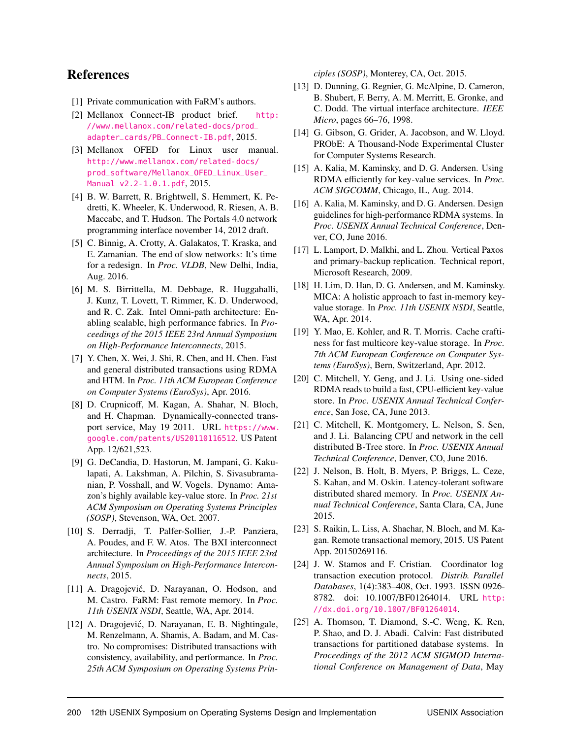# References

[1] Private communication with FaRM's authors.

[2] Mellanox Connect-IB product brief. http://www.mellanox.com/related-docs/prod_adapter_cards/PB_Connect-IB.pdf, 2015.

[3] Mellanox OFED for Linux user manual. http://www.mellanox.com/related-docs/prod_software/Mellanox_OFED_Linux_User_Manual_v2.2-1.0.1.pdf, 2015.

[4] B. W. Barrett, R. Brightwell, S. Hemmert, K. Pedretti, K. Wheeler, K. Underwood, R. Riesen, A. B. Maccabe, and T. Hudson. The Portals 4.0 network programming interface november 14, 2012 draft.

[5] C. Binnig, A. Crotty, A. Galakatos, T. Kraska, and E. Zamanian. The end of slow networks: It's time for a redesign. In *Proc. VLDB*, New Delhi, India, Aug. 2016.

[6] M. S. Birrittella, M. Debbage, R. Huggahalli, J. Kunz, T. Lovett, T. Rimmer, K. D. Underwood, and R. C. Zak. Intel Omni-path architecture: Enabling scalable, high performance fabrics. In *Proceedings of the 2015 IEEE 23rd Annual Symposium on High-Performance Interconnects*, 2015.

[7] Y. Chen, X. Wei, J. Shi, R. Chen, and H. Chen. Fast and general distributed transactions using RDMA and HTM. In *Proc. 11th ACM European Conference on Computer Systems (EuroSys)*, Apr. 2016.

[8] D. Crupnicoff, M. Kagan, A. Shahar, N. Bloch, and H. Chapman. Dynamically-connected transport service, May 19 2011. URL https://www.google.com/patents/US20110116512. US Patent App. 12/621,523.

[9] G. DeCandia, D. Hastorun, M. Jampani, G. Kakulapati, A. Lakshman, A. Pilchin, S. Sivasubramanian, P. Vosshall, and W. Vogels. Dynamo: Amazon's highly available key-value store. In *Proc. 21st ACM Symposium on Operating Systems Principles (SOSP)*, Stevenson, WA, Oct. 2007.

[10] S. Derradji, T. Palfer-Sollier, J.-P. Panziera, A. Poudes, and F. W. Atos. The BXI interconnect architecture. In *Proceedings of the 2015 IEEE 23rd Annual Symposium on High-Performance Interconnects*, 2015.

[11] A. Dragojević, D. Narayanan, O. Hodson, and M. Castro. FaRM: Fast remote memory. In *Proc. 11th USENIX NSDI*, Seattle, WA, Apr. 2014.

[12] A. Dragojević, D. Narayanan, E. B. Nightingale, M. Renzelmann, A. Shamis, A. Badam, and M. Castro. No compromises: Distributed transactions with consistency, availability, and performance. In *Proc. 25th ACM Symposium on Operating Systems Principles (SOSP)*, Monterey, CA, Oct. 2015.

[13] D. Dunning, G. Regnier, G. McAlpine, D. Cameron, B. Shubert, F. Berry, A. M. Merritt, E. Gronke, and C. Dodd. The virtual interface architecture. *IEEE Micro*, pages 66–76, 1998.

[14] G. Gibson, G. Grider, A. Jacobson, and W. Lloyd. PRObE: A Thousand-Node Experimental Cluster for Computer Systems Research.

[15] A. Kalia, M. Kaminsky, and D. G. Andersen. Using RDMA efficiently for key-value services. In *Proc. ACM SIGCOMM*, Chicago, IL, Aug. 2014.

[16] A. Kalia, M. Kaminsky, and D. G. Andersen. Design guidelines for high-performance RDMA systems. In *Proc. USENIX Annual Technical Conference*, Denver, CO, June 2016.

[17] L. Lamport, D. Malkhi, and L. Zhou. Vertical Paxos and primary-backup replication. Technical report, Microsoft Research, 2009.

[18] H. Lim, D. Han, D. G. Andersen, and M. Kaminsky. MICA: A holistic approach to fast in-memory key-value storage. In *Proc. 11th USENIX NSDI*, Seattle, WA, Apr. 2014.

[19] Y. Mao, E. Kohler, and R. T. Morris. Cache craftiness for fast multicore key-value storage. In *Proc. 7th ACM European Conference on Computer Systems (EuroSys)*, Bern, Switzerland, Apr. 2012.

[20] C. Mitchell, Y. Geng, and J. Li. Using one-sided RDMA reads to build a fast, CPU-efficient key-value store. In *Proc. USENIX Annual Technical Conference*, San Jose, CA, June 2013.

[21] C. Mitchell, K. Montgomery, L. Nelson, S. Sen, and J. Li. Balancing CPU and network in the cell distributed B-Tree store. In *Proc. USENIX Annual Technical Conference*, Denver, CO, June 2016.

[22] J. Nelson, B. Holt, B. Myers, P. Briggs, L. Ceze, S. Kahan, and M. Oskin. Latency-tolerant software distributed shared memory. In *Proc. USENIX Annual Technical Conference*, Santa Clara, CA, June 2015.

[23] S. Raikin, L. Liss, A. Shachar, N. Bloch, and M. Kagan. Remote transactional memory, 2015. US Patent App. 20150269116.

[24] J. W. Stamos and F. Cristian. Coordinator log transaction execution protocol. *Distrib. Parallel Databases*, 1(4):383–408, Oct. 1993. ISSN 0926-8782. doi: 10.1007/BF01264014. URL http://dx.doi.org/10.1007/BF01264014.

[25] A. Thomson, T. Diamond, S.-C. Weng, K. Ren, P. Shao, and D. J. Abadi. Calvin: Fast distributed transactions for partitioned database systems. In *Proceedings of the 2012 ACM SIGMOD International Conference on Management of Data*, May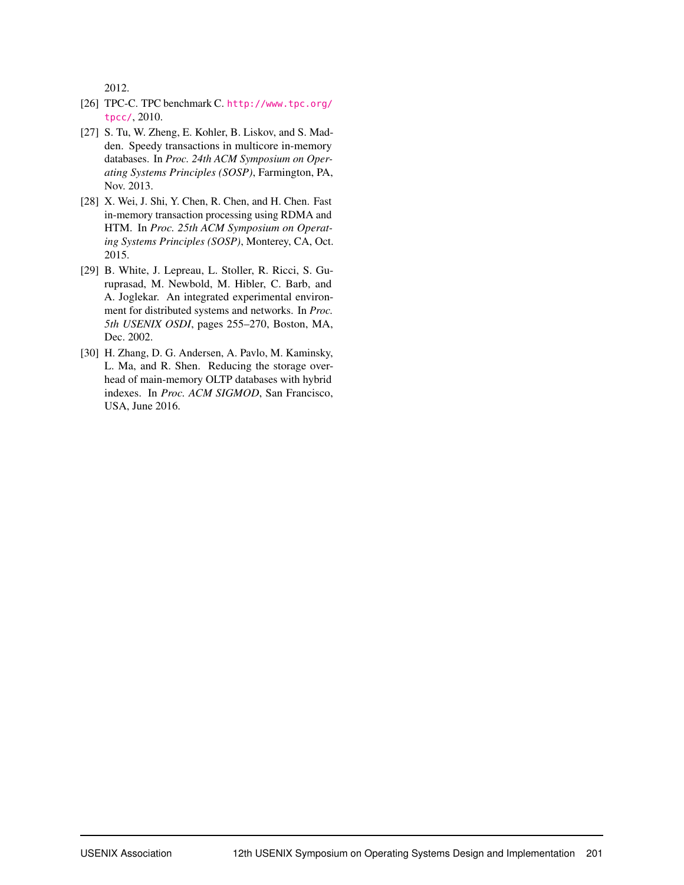2012.

[26] TPC-C. TPC benchmark C. http://www.tpc.org/tpcc/, 2010.

[27] S. Tu, W. Zheng, E. Kohler, B. Liskov, and S. Madden. Speedy transactions in multicore in-memory databases. In *Proc. 24th ACM Symposium on Operating Systems Principles (SOSP)*, Farmington, PA, Nov. 2013.

[28] X. Wei, J. Shi, Y. Chen, R. Chen, and H. Chen. Fast in-memory transaction processing using RDMA and HTM. In *Proc. 25th ACM Symposium on Operating Systems Principles (SOSP)*, Monterey, CA, Oct. 2015.

[29] B. White, J. Lepreau, L. Stoller, R. Ricci, S. Guruprasad, M. Newbold, M. Hibler, C. Barb, and A. Joglekar. An integrated experimental environment for distributed systems and networks. In *Proc. 5th USENIX OSDI*, pages 255–270, Boston, MA, Dec. 2002.

[30] H. Zhang, D. G. Andersen, A. Pavlo, M. Kaminsky, L. Ma, and R. Shen. Reducing the storage overhead of main-memory OLTP databases with hybrid indexes. In *Proc. ACM SIGMOD*, San Francisco, USA, June 2016.